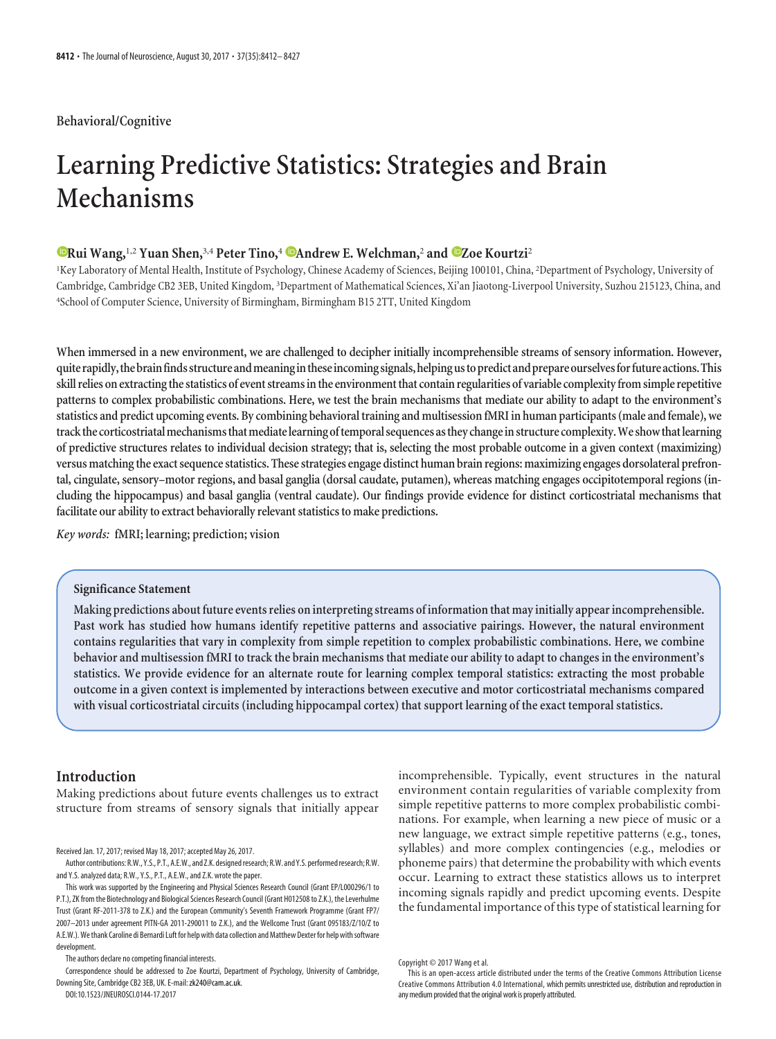**Behavioral/Cognitive**

# Learning Predictive Statistics: Strategies and Brain Mechanisms

**Rui Wang,[1,2] Yuan Shen,[3,4] Peter Tino,[4] Andrew E. Welchman,[2] and Zoe Kourtzi[2]**

[1]Key Laboratory of Mental Health, Institute of Psychology, Chinese Academy of Sciences, Beijing 100101, China, [2]Department of Psychology, University of Cambridge, Cambridge CB2 3EB, United Kingdom, [3]Department of Mathematical Sciences, Xi'an Jiaotong-Liverpool University, Suzhou 215123, China, and [4]School of Computer Science, University of Birmingham, Birmingham B15 2TT, United Kingdom

**When immersed in a new environment, we are challenged to decipher initially incomprehensible streams of sensory information. However, quite rapidly, the brain finds structure and meaning in these incoming signals, helping us to predict and prepare ourselves for future actions. This skill relies on extracting the statistics of event streams in the environment that contain regularities of variable complexity from simple repetitive patterns to complex probabilistic combinations. Here, we test the brain mechanisms that mediate our ability to adapt to the environment's statistics and predict upcoming events. By combining behavioral training and multisession fMRI in human participants (male and female), we track the corticostriatal mechanisms that mediate learning of temporal sequences as they change in structure complexity. We show that learning of predictive structures relates to individual decision strategy; that is, selecting the most probable outcome in a given context (maximizing) versus matching the exact sequence statistics. These strategies engage distinct human brain regions: maximizing engages dorsolateral prefrontal, cingulate, sensory–motor regions, and basal ganglia (dorsal caudate, putamen), whereas matching engages occipitotemporal regions (including the hippocampus) and basal ganglia (ventral caudate). Our findings provide evidence for distinct corticostriatal mechanisms that facilitate our ability to extract behaviorally relevant statistics to make predictions.**

*Key words:* **fMRI; learning; prediction; vision**

**Significance Statement**

**Making predictions about future events relies on interpreting streams of information that may initially appear incomprehensible. Past work has studied how humans identify repetitive patterns and associative pairings. However, the natural environment contains regularities that vary in complexity from simple repetition to complex probabilistic combinations. Here, we combine behavior and multisession fMRI to track the brain mechanisms that mediate our ability to adapt to changes in the environment's statistics. We provide evidence for an alternate route for learning complex temporal statistics: extracting the most probable outcome in a given context is implemented by interactions between executive and motor corticostriatal mechanisms compared with visual corticostriatal circuits (including hippocampal cortex) that support learning of the exact temporal statistics.**

## Introduction

Making predictions about future events challenges us to extract structure from streams of sensory signals that initially appear incomprehensible. Typically, event structures in the natural environment contain regularities of variable complexity from simple repetitive patterns to more complex probabilistic combinations. For example, when learning a new piece of music or a new language, we extract simple repetitive patterns (e.g., tones, syllables) and more complex contingencies (e.g., melodies or phoneme pairs) that determine the probability with which events occur. Learning to extract these statistics allows us to interpret incoming signals rapidly and predict upcoming events. Despite the fundamental importance of this type of statistical learning for

Received Jan. 17, 2017; revised May 18, 2017; accepted May 26, 2017.

Author contributions: R.W., Y.S., P.T., A.E.W., and Z.K. designed research; R.W. and Y.S. performed research; R.W. and Y.S. analyzed data; R.W., Y.S., P.T., A.E.W., and Z.K. wrote the paper.

This work was supported by the Engineering and Physical Sciences Research Council (Grant EP/L000296/1 to P.T.), ZK from the Biotechnology and Biological Sciences Research Council (Grant H012508 to Z.K.), the Leverhulme Trust (Grant RF-2011-378 to Z.K.) and the European Community's Seventh Framework Programme (Grant FP7/2007–2013 under agreement PITN-GA 2011-290011 to Z.K.), and the Wellcome Trust (Grant 095183/Z/10/Z to A.E.W.). We thank Caroline di Bernardi Luft for help with data collection and Matthew Dexter for help with software development.

The authors declare no competing financial interests.

Correspondence should be addressed to Zoe Kourtzi, Department of Psychology, University of Cambridge, Downing Site, Cambridge CB2 3EB, UK. E-mail: zk240@cam.ac.uk.

DOI:10.1523/JNEUROSCI.0144-17.2017

Copyright © 2017 Wang et al.

This is an open-access article distributed under the terms of the Creative Commons Attribution License Creative Commons Attribution 4.0 International, which permits unrestricted use, distribution and reproduction in any medium provided that the original work is properly attributed.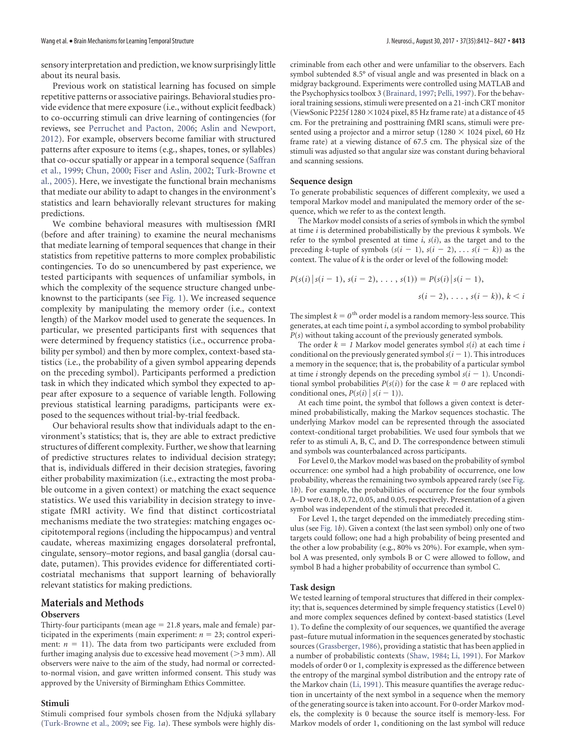sensory interpretation and prediction, we know surprisingly little about its neural basis.

Previous work on statistical learning has focused on simple repetitive patterns or associative pairings. Behavioral studies provide evidence that mere exposure (i.e., without explicit feedback) to co-occurring stimuli can drive learning of contingencies (for reviews, see Perruchet and Pacton, 2006; Aslin and Newport, 2012). For example, observers become familiar with structured patterns after exposure to items (e.g., shapes, tones, or syllables) that co-occur spatially or appear in a temporal sequence (Saffran et al., 1999; Chun, 2000; Fiser and Aslin, 2002; Turk-Browne et al., 2005). Here, we investigate the functional brain mechanisms that mediate our ability to adapt to changes in the environment's statistics and learn behaviorally relevant structures for making predictions.

We combine behavioral measures with multisession fMRI (before and after training) to examine the neural mechanisms that mediate learning of temporal sequences that change in their statistics from repetitive patterns to more complex probabilistic contingencies. To do so unencumbered by past experience, we tested participants with sequences of unfamiliar symbols, in which the complexity of the sequence structure changed unbeknownst to the participants (see Fig. 1). We increased sequence complexity by manipulating the memory order (i.e., context length) of the Markov model used to generate the sequences. In particular, we presented participants first with sequences that were determined by frequency statistics (i.e., occurrence probability per symbol) and then by more complex, context-based statistics (i.e., the probability of a given symbol appearing depends on the preceding symbol). Participants performed a prediction task in which they indicated which symbol they expected to appear after exposure to a sequence of variable length. Following previous statistical learning paradigms, participants were exposed to the sequences without trial-by-trial feedback.

Our behavioral results show that individuals adapt to the environment's statistics; that is, they are able to extract predictive structures of different complexity. Further, we show that learning of predictive structures relates to individual decision strategy; that is, individuals differed in their decision strategies, favoring either probability maximization (i.e., extracting the most probable outcome in a given context) or matching the exact sequence statistics. We used this variability in decision strategy to investigate fMRI activity. We find that distinct corticostriatal mechanisms mediate the two strategies: matching engages occipitotemporal regions (including the hippocampus) and ventral caudate, whereas maximizing engages dorsolateral prefrontal, cingulate, sensory–motor regions, and basal ganglia (dorsal caudate, putamen). This provides evidence for differentiated corticostriatal mechanisms that support learning of behaviorally relevant statistics for making predictions.

## Materials and Methods

### Observers

Thirty-four participants (mean age = 21.8 years, male and female) participated in the experiments (main experiment: $n = 23$; control experiment: $n = 11$). The data from two participants were excluded from further imaging analysis due to excessive head movement (>3 mm). All observers were naive to the aim of the study, had normal or corrected-to-normal vision, and gave written informed consent. This study was approved by the University of Birmingham Ethics Committee.

### Stimuli

Stimuli comprised four symbols chosen from the Ndjuká syllabary (Turk-Browne et al., 2009; see Fig. 1*a*). These symbols were highly discriminable from each other and were unfamiliar to the observers. Each symbol subtended 8.5° of visual angle and was presented in black on a midgray background. Experiments were controlled using MATLAB and the Psychophysics toolbox 3 (Brainard, 1997; Pelli, 1997). For the behavioral training sessions, stimuli were presented on a 21-inch CRT monitor (ViewSonic P225f 1280 × 1024 pixel, 85 Hz frame rate) at a distance of 45 cm. For the pretraining and posttraining fMRI scans, stimuli were presented using a projector and a mirror setup (1280 × 1024 pixel, 60 Hz frame rate) at a viewing distance of 67.5 cm. The physical size of the stimuli was adjusted so that angular size was constant during behavioral and scanning sessions.

### Sequence design

To generate probabilistic sequences of different complexity, we used a temporal Markov model and manipulated the memory order of the sequence, which we refer to as the context length.

The Markov model consists of a series of symbols in which the symbol at time $i$ is determined probabilistically by the previous $k$ symbols. We refer to the symbol presented at time $i$, $s(i)$, as the target and to the preceding $k$-tuple of symbols $(s(i-1), s(i-2), \ldots s(i-k))$ as the context. The value of $k$ is the order or level of the following model:

$$P(s(i) \mid s(i-1), s(i-2), \ldots, s(1)) = P(s(i) \mid s(i-1), s(i-2), \ldots, s(i-k)),\ k < i$$

The simplest $k = 0^{\text{th}}$ order model is a random memory-less source. This generates, at each time point $i$, a symbol according to symbol probability $P(s)$ without taking account of the previously generated symbols.

The order $k = 1$ Markov model generates symbol $s(i)$ at each time $i$ conditional on the previously generated symbol $s(i-1)$. This introduces a memory in the sequence; that is, the probability of a particular symbol at time $i$ strongly depends on the preceding symbol $s(i-1)$. Unconditional symbol probabilities $P(s(i))$ for the case $k = 0$ are replaced with conditional ones, $P(s(i) \mid s(i-1))$.

At each time point, the symbol that follows a given context is determined probabilistically, making the Markov sequences stochastic. The underlying Markov model can be represented through the associated context-conditional target probabilities. We used four symbols that we refer to as stimuli A, B, C, and D. The correspondence between stimuli and symbols was counterbalanced across participants.

For Level 0, the Markov model was based on the probability of symbol occurrence: one symbol had a high probability of occurrence, one low probability, whereas the remaining two symbols appeared rarely (see Fig. 1*b*). For example, the probabilities of occurrence for the four symbols A–D were 0.18, 0.72, 0.05, and 0.05, respectively. Presentation of a given symbol was independent of the stimuli that preceded it.

For Level 1, the target depended on the immediately preceding stimulus (see Fig. 1*b*). Given a context (the last seen symbol) only one of two targets could follow; one had a high probability of being presented and the other a low probability (e.g., 80% vs 20%). For example, when symbol A was presented, only symbols B or C were allowed to follow, and symbol B had a higher probability of occurrence than symbol C.

### Task design

We tested learning of temporal structures that differed in their complexity; that is, sequences determined by simple frequency statistics (Level 0) and more complex sequences defined by context-based statistics (Level 1). To define the complexity of our sequences, we quantified the average past–future mutual information in the sequences generated by stochastic sources (Grassberger, 1986), providing a statistic that has been applied in a number of probabilistic contexts (Shaw, 1984; Li, 1991). For Markov models of order 0 or 1, complexity is expressed as the difference between the entropy of the marginal symbol distribution and the entropy rate of the Markov chain (Li, 1991). This measure quantifies the average reduction in uncertainty of the next symbol in a sequence when the memory of the generating source is taken into account. For 0-order Markov models, the complexity is 0 because the source itself is memory-less. For Markov models of order 1, conditioning on the last symbol will reduce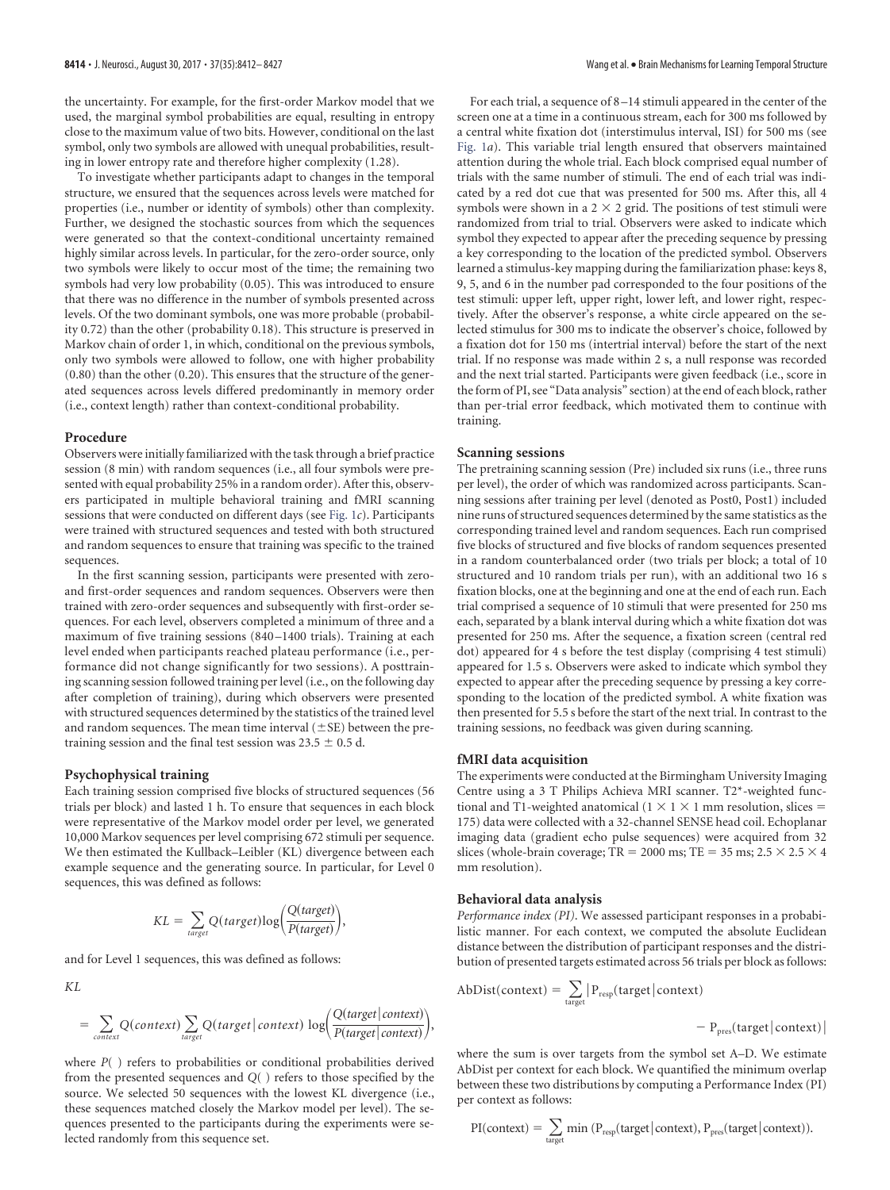the uncertainty. For example, for the first-order Markov model that we used, the marginal symbol probabilities are equal, resulting in entropy close to the maximum value of two bits. However, conditional on the last symbol, only two symbols are allowed with unequal probabilities, resulting in lower entropy rate and therefore higher complexity (1.28).

To investigate whether participants adapt to changes in the temporal structure, we ensured that the sequences across levels were matched for properties (i.e., number or identity of symbols) other than complexity. Further, we designed the stochastic sources from which the sequences were generated so that the context-conditional uncertainty remained highly similar across levels. In particular, for the zero-order source, only two symbols were likely to occur most of the time; the remaining two symbols had very low probability (0.05). This was introduced to ensure that there was no difference in the number of symbols presented across levels. Of the two dominant symbols, one was more probable (probability 0.72) than the other (probability 0.18). This structure is preserved in Markov chain of order 1, in which, conditional on the previous symbols, only two symbols were allowed to follow, one with higher probability (0.80) than the other (0.20). This ensures that the structure of the generated sequences across levels differed predominantly in memory order (i.e., context length) rather than context-conditional probability.

### Procedure

Observers were initially familiarized with the task through a brief practice session (8 min) with random sequences (i.e., all four symbols were presented with equal probability 25% in a random order). After this, observers participated in multiple behavioral training and fMRI scanning sessions that were conducted on different days (see Fig. 1*c*). Participants were trained with structured sequences and tested with both structured and random sequences to ensure that training was specific to the trained sequences.

In the first scanning session, participants were presented with zero- and first-order sequences and random sequences. Observers were then trained with zero-order sequences and subsequently with first-order sequences. For each level, observers completed a minimum of three and a maximum of five training sessions (840–1400 trials). Training at each level ended when participants reached plateau performance (i.e., performance did not change significantly for two sessions). A posttraining scanning session followed training per level (i.e., on the following day after completion of training), during which observers were presented with structured sequences determined by the statistics of the trained level and random sequences. The mean time interval (±SE) between the pretraining session and the final test session was 23.5 ± 0.5 d.

### Psychophysical training

Each training session comprised five blocks of structured sequences (56 trials per block) and lasted 1 h. To ensure that sequences in each block were representative of the Markov model order per level, we generated 10,000 Markov sequences per level comprising 672 stimuli per sequence. We then estimated the Kullback–Leibler (KL) divergence between each example sequence and the generating source. In particular, for Level 0 sequences, this was defined as follows:

$$KL = \sum_{target} Q(target)\log\left(\frac{Q(target)}{P(target)}\right),$$

and for Level 1 sequences, this was defined as follows:

$$KL = \sum_{context} Q(context) \sum_{target} Q(target\,|\,context)\,\log\left(\frac{Q(target\,|\,context)}{P(target\,|\,context)}\right),$$

where $P(\ )$ refers to probabilities or conditional probabilities derived from the presented sequences and $Q(\ )$ refers to those specified by the source. We selected 50 sequences with the lowest KL divergence (i.e., these sequences matched closely the Markov model per level). The sequences presented to the participants during the experiments were selected randomly from this sequence set.

For each trial, a sequence of 8–14 stimuli appeared in the center of the screen one at a time in a continuous stream, each for 300 ms followed by a central white fixation dot (interstimulus interval, ISI) for 500 ms (see Fig. 1*a*). This variable trial length ensured that observers maintained attention during the whole trial. Each block comprised equal number of trials with the same number of stimuli. The end of each trial was indicated by a red dot cue that was presented for 500 ms. After this, all 4 symbols were shown in a 2 × 2 grid. The positions of test stimuli were randomized from trial to trial. Observers were asked to indicate which symbol they expected to appear after the preceding sequence by pressing a key corresponding to the location of the predicted symbol. Observers learned a stimulus-key mapping during the familiarization phase: keys 8, 9, 5, and 6 in the number pad corresponded to the four positions of the test stimuli: upper left, upper right, lower left, and lower right, respectively. After the observer's response, a white circle appeared on the selected stimulus for 300 ms to indicate the observer's choice, followed by a fixation dot for 150 ms (intertrial interval) before the start of the next trial. If no response was made within 2 s, a null response was recorded and the next trial started. Participants were given feedback (i.e., score in the form of PI, see "Data analysis" section) at the end of each block, rather than per-trial error feedback, which motivated them to continue with training.

### Scanning sessions

The pretraining scanning session (Pre) included six runs (i.e., three runs per level), the order of which was randomized across participants. Scanning sessions after training per level (denoted as Post0, Post1) included nine runs of structured sequences determined by the same statistics as the corresponding trained level and random sequences. Each run comprised five blocks of structured and five blocks of random sequences presented in a random counterbalanced order (two trials per block; a total of 10 structured and 10 random trials per run), with an additional two 16 s fixation blocks, one at the beginning and one at the end of each run. Each trial comprised a sequence of 10 stimuli that were presented for 250 ms each, separated by a blank interval during which a white fixation dot was presented for 250 ms. After the sequence, a fixation screen (central red dot) appeared for 4 s before the test display (comprising 4 test stimuli) appeared for 1.5 s. Observers were asked to indicate which symbol they expected to appear after the preceding sequence by pressing a key corresponding to the location of the predicted symbol. A white fixation was then presented for 5.5 s before the start of the next trial. In contrast to the training sessions, no feedback was given during scanning.

### fMRI data acquisition

The experiments were conducted at the Birmingham University Imaging Centre using a 3 T Philips Achieva MRI scanner. T2*-weighted functional and T1-weighted anatomical (1 × 1 × 1 mm resolution, slices = 175) data were collected with a 32-channel SENSE head coil. Echoplanar imaging data (gradient echo pulse sequences) were acquired from 32 slices (whole-brain coverage; TR = 2000 ms; TE = 35 ms; 2.5 × 2.5 × 4 mm resolution).

### Behavioral data analysis

*Performance index (PI)*. We assessed participant responses in a probabilistic manner. For each context, we computed the absolute Euclidean distance between the distribution of participant responses and the distribution of presented targets estimated across 56 trials per block as follows:

$$\text{AbDist(context)} = \sum_{\text{target}} |\text{P}_{\text{resp}}(\text{target}\,|\,\text{context}) - \text{P}_{\text{pres}}(\text{target}\,|\,\text{context})|$$

where the sum is over targets from the symbol set A–D. We estimate AbDist per context for each block. We quantified the minimum overlap between these two distributions by computing a Performance Index (PI) per context as follows:

$$\text{PI(context)} = \sum_{\text{target}} \min\,(\text{P}_{\text{resp}}(\text{target}\,|\,\text{context}), \text{P}_{\text{pres}}(\text{target}\,|\,\text{context})).$$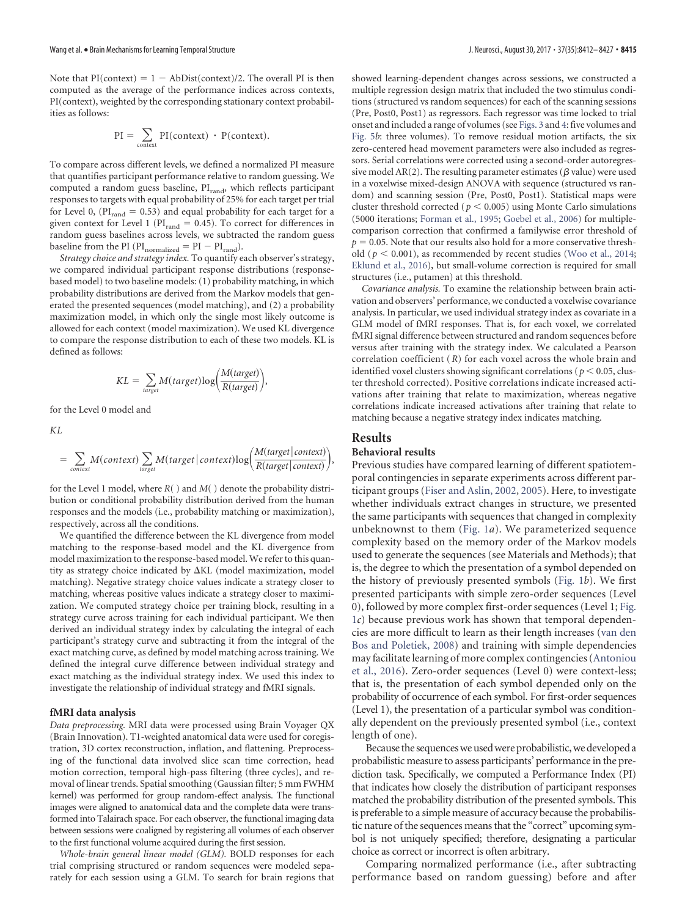Note that PI(context) = 1 − AbDist(context)/2. The overall PI is then computed as the average of the performance indices across contexts, PI(context), weighted by the corresponding stationary context probabilities as follows:

$$\mathrm{PI} = \sum_{\mathrm{context}} \mathrm{PI}(\mathrm{context}) \cdot \mathrm{P}(\mathrm{context}).$$

To compare across different levels, we defined a normalized PI measure that quantifies participant performance relative to random guessing. We computed a random guess baseline, $\mathrm{PI}_{\mathrm{rand}}$, which reflects participant responses to targets with equal probability of 25% for each target per trial for Level 0, ($\mathrm{PI}_{\mathrm{rand}} = 0.53$) and equal probability for each target for a given context for Level 1 ($\mathrm{PI}_{\mathrm{rand}} = 0.45$). To correct for differences in random guess baselines across levels, we subtracted the random guess baseline from the PI ($\mathrm{PI}_{\mathrm{normalized}} = \mathrm{PI} - \mathrm{PI}_{\mathrm{rand}}$).

*Strategy choice and strategy index.* To quantify each observer's strategy, we compared individual participant response distributions (response-based model) to two baseline models: (1) probability matching, in which probability distributions are derived from the Markov models that generated the presented sequences (model matching), and (2) a probability maximization model, in which only the single most likely outcome is allowed for each context (model maximization). We used KL divergence to compare the response distribution to each of these two models. KL is defined as follows:

$$KL = \sum_{target} M(target)\log\left(\frac{M(target)}{R(target)}\right),$$

for the Level 0 model and

$$KL = \sum_{context} M(context)\sum_{target} M(target\,|\,context)\log\left(\frac{M(target\,|\,context)}{R(target\,|\,context)}\right),$$

for the Level 1 model, where $R(\,)$ and $M(\,)$ denote the probability distribution or conditional probability distribution derived from the human responses and the models (i.e., probability matching or maximization), respectively, across all the conditions.

We quantified the difference between the KL divergence from model matching to the response-based model and the KL divergence from model maximization to the response-based model. We refer to this quantity as strategy choice indicated by ΔKL (model maximization, model matching). Negative strategy choice values indicate a strategy closer to matching, whereas positive values indicate a strategy closer to maximization. We computed strategy choice per training block, resulting in a strategy curve across training for each individual participant. We then derived an individual strategy index by calculating the integral of each participant's strategy curve and subtracting it from the integral of the exact matching curve, as defined by model matching across training. We defined the integral curve difference between individual strategy and exact matching as the individual strategy index. We used this index to investigate the relationship of individual strategy and fMRI signals.

### fMRI data analysis

*Data preprocessing.* MRI data were processed using Brain Voyager QX (Brain Innovation). T1-weighted anatomical data were used for coregistration, 3D cortex reconstruction, inflation, and flattening. Preprocessing of the functional data involved slice scan time correction, head motion correction, temporal high-pass filtering (three cycles), and removal of linear trends. Spatial smoothing (Gaussian filter; 5 mm FWHM kernel) was performed for group random-effect analysis. The functional images were aligned to anatomical data and the complete data were transformed into Talairach space. For each observer, the functional imaging data between sessions were coaligned by registering all volumes of each observer to the first functional volume acquired during the first session.

*Whole-brain general linear model (GLM).* BOLD responses for each trial comprising structured or random sequences were modeled separately for each session using a GLM. To search for brain regions that showed learning-dependent changes across sessions, we constructed a multiple regression design matrix that included the two stimulus conditions (structured vs random sequences) for each of the scanning sessions (Pre, Post0, Post1) as regressors. Each regressor was time locked to trial onset and included a range of volumes (see Figs. 3 and 4: five volumes and Fig. 5*b*: three volumes). To remove residual motion artifacts, the six zero-centered head movement parameters were also included as regressors. Serial correlations were corrected using a second-order autoregressive model AR(2). The resulting parameter estimates ($\beta$ value) were used in a voxelwise mixed-design ANOVA with sequence (structured vs random) and scanning session (Pre, Post0, Post1). Statistical maps were cluster threshold corrected ($p < 0.005$) using Monte Carlo simulations (5000 iterations; Forman et al., 1995; Goebel et al., 2006) for multiple-comparison correction that confirmed a familywise error threshold of $p = 0.05$. Note that our results also hold for a more conservative threshold ($p < 0.001$), as recommended by recent studies (Woo et al., 2014; Eklund et al., 2016), but small-volume correction is required for small structures (i.e., putamen) at this threshold.

*Covariance analysis.* To examine the relationship between brain activation and observers' performance, we conducted a voxelwise covariance analysis. In particular, we used individual strategy index as covariate in a GLM model of fMRI responses. That is, for each voxel, we correlated fMRI signal difference between structured and random sequences before versus after training with the strategy index. We calculated a Pearson correlation coefficient ($R$) for each voxel across the whole brain and identified voxel clusters showing significant correlations ($p < 0.05$, cluster threshold corrected). Positive correlations indicate increased activations after training that relate to maximization, whereas negative correlations indicate increased activations after training that relate to matching because a negative strategy index indicates matching.

## Results

### Behavioral results

Previous studies have compared learning of different spatiotemporal contingencies in separate experiments across different participant groups (Fiser and Aslin, 2002, 2005). Here, to investigate whether individuals extract changes in structure, we presented the same participants with sequences that changed in complexity unbeknownst to them (Fig. 1*a*). We parameterized sequence complexity based on the memory order of the Markov models used to generate the sequences (see Materials and Methods); that is, the degree to which the presentation of a symbol depended on the history of previously presented symbols (Fig. 1*b*). We first presented participants with simple zero-order sequences (Level 0), followed by more complex first-order sequences (Level 1; Fig. 1*c*) because previous work has shown that temporal dependencies are more difficult to learn as their length increases (van den Bos and Poletiek, 2008) and training with simple dependencies may facilitate learning of more complex contingencies (Antoniou et al., 2016). Zero-order sequences (Level 0) were context-less; that is, the presentation of each symbol depended only on the probability of occurrence of each symbol. For first-order sequences (Level 1), the presentation of a particular symbol was conditionally dependent on the previously presented symbol (i.e., context length of one).

Because the sequences we used were probabilistic, we developed a probabilistic measure to assess participants' performance in the prediction task. Specifically, we computed a Performance Index (PI) that indicates how closely the distribution of participant responses matched the probability distribution of the presented symbols. This is preferable to a simple measure of accuracy because the probabilistic nature of the sequences means that the "correct" upcoming symbol is not uniquely specified; therefore, designating a particular choice as correct or incorrect is often arbitrary.

Comparing normalized performance (i.e., after subtracting performance based on random guessing) before and after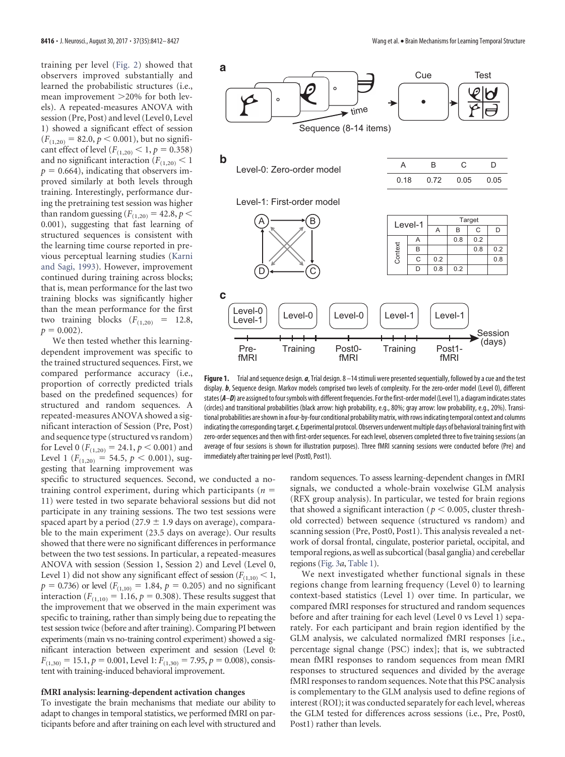training per level (Fig. 2) showed that observers improved substantially and learned the probabilistic structures (i.e., mean improvement >20% for both levels). A repeated-measures ANOVA with session (Pre, Post) and level (Level 0, Level 1) showed a significant effect of session ($F_{(1,20)} = 82.0$, $p < 0.001$), but no significant effect of level ($F_{(1,20)} < 1$, $p = 0.358$) and no significant interaction ($F_{(1,20)} < 1$ $p = 0.664$), indicating that observers improved similarly at both levels through training. Interestingly, performance during the pretraining test session was higher than random guessing ($F_{(1,20)} = 42.8$, $p < 0.001$), suggesting that fast learning of structured sequences is consistent with the learning time course reported in previous perceptual learning studies (Karni and Sagi, 1993). However, improvement continued during training across blocks; that is, mean performance for the last two training blocks was significantly higher than the mean performance for the first two training blocks ($F_{(1,20)} = 12.8$, $p = 0.002$).

We then tested whether this learning-dependent improvement was specific to the trained structured sequences. First, we compared performance accuracy (i.e., proportion of correctly predicted trials based on the predefined sequences) for structured and random sequences. A repeated-measures ANOVA showed a significant interaction of Session (Pre, Post) and sequence type (structured vs random) for Level 0 ($F_{(1,20)} = 24.1$, $p < 0.001$) and Level 1 ($F_{(1,20)} = 54.5$, $p < 0.001$), suggesting that learning improvement was specific to structured sequences. Second, we conducted a no-training control experiment, during which participants ($n = 11$) were tested in two separate behavioral sessions but did not participate in any training sessions. The two test sessions were spaced apart by a period (27.9 ± 1.9 days on average), comparable to the main experiment (23.5 days on average). Our results showed that there were no significant differences in performance between the two test sessions. In particular, a repeated-measures ANOVA with session (Session 1, Session 2) and Level (Level 0, Level 1) did not show any significant effect of session ($F_{(1,10)} < 1$, $p = 0.736$) or level ($F_{(1,10)} = 1.84$, $p = 0.205$) and no significant interaction ($F_{(1,10)} = 1.16$, $p = 0.308$). These results suggest that the improvement that we observed in the main experiment was specific to training, rather than simply being due to repeating the test session twice (before and after training). Comparing PI between experiments (main vs no-training control experiment) showed a significant interaction between experiment and session (Level 0: $F_{(1,30)} = 15.1$, $p = 0.001$, Level 1: $F_{(1,30)} = 7.95$, $p = 0.008$), consistent with training-induced behavioral improvement.

**Figure 1.** Trial and sequence design. ***a***, Trial design. 8–14 stimuli were presented sequentially, followed by a cue and the test display. ***b***, Sequence design. Markov models comprised two levels of complexity. For the zero-order model (Level 0), different states (***A***–***D***) are assigned to four symbols with different frequencies. For the first-order model (Level 1), a diagram indicates states (circles) and transitional probabilities (black arrow: high probability, e.g., 80%; gray arrow: low probability, e.g., 20%). Transitional probabilities are shown in a four-by-four conditional probability matrix, with rows indicating temporal context and columns indicating the corresponding target. ***c***, Experimental protocol. Observers underwent multiple days of behavioral training first with zero-order sequences and then with first-order sequences. For each level, observers completed three to five training sessions (an average of four sessions is shown for illustration purposes). Three fMRI scanning sessions were conducted before (Pre) and immediately after training per level (Post0, Post1).

## fMRI analysis: learning-dependent activation changes

To investigate the brain mechanisms that mediate our ability to adapt to changes in temporal statistics, we performed fMRI on participants before and after training on each level with structured and random sequences. To assess learning-dependent changes in fMRI signals, we conducted a whole-brain voxelwise GLM analysis (RFX group analysis). In particular, we tested for brain regions that showed a significant interaction ($p < 0.005$, cluster threshold corrected) between sequence (structured vs random) and scanning session (Pre, Post0, Post1). This analysis revealed a network of dorsal frontal, cingulate, posterior parietal, occipital, and temporal regions, as well as subcortical (basal ganglia) and cerebellar regions (Fig. 3*a*, Table 1).

We next investigated whether functional signals in these regions change from learning frequency (Level 0) to learning context-based statistics (Level 1) over time. In particular, we compared fMRI responses for structured and random sequences before and after training for each level (Level 0 vs Level 1) separately. For each participant and brain region identified by the GLM analysis, we calculated normalized fMRI responses [i.e., percentage signal change (PSC) index]; that is, we subtracted mean fMRI responses to random sequences from mean fMRI responses to structured sequences and divided by the average fMRI responses to random sequences. Note that this PSC analysis is complementary to the GLM analysis used to define regions of interest (ROI); it was conducted separately for each level, whereas the GLM tested for differences across sessions (i.e., Pre, Post0, Post1) rather than levels.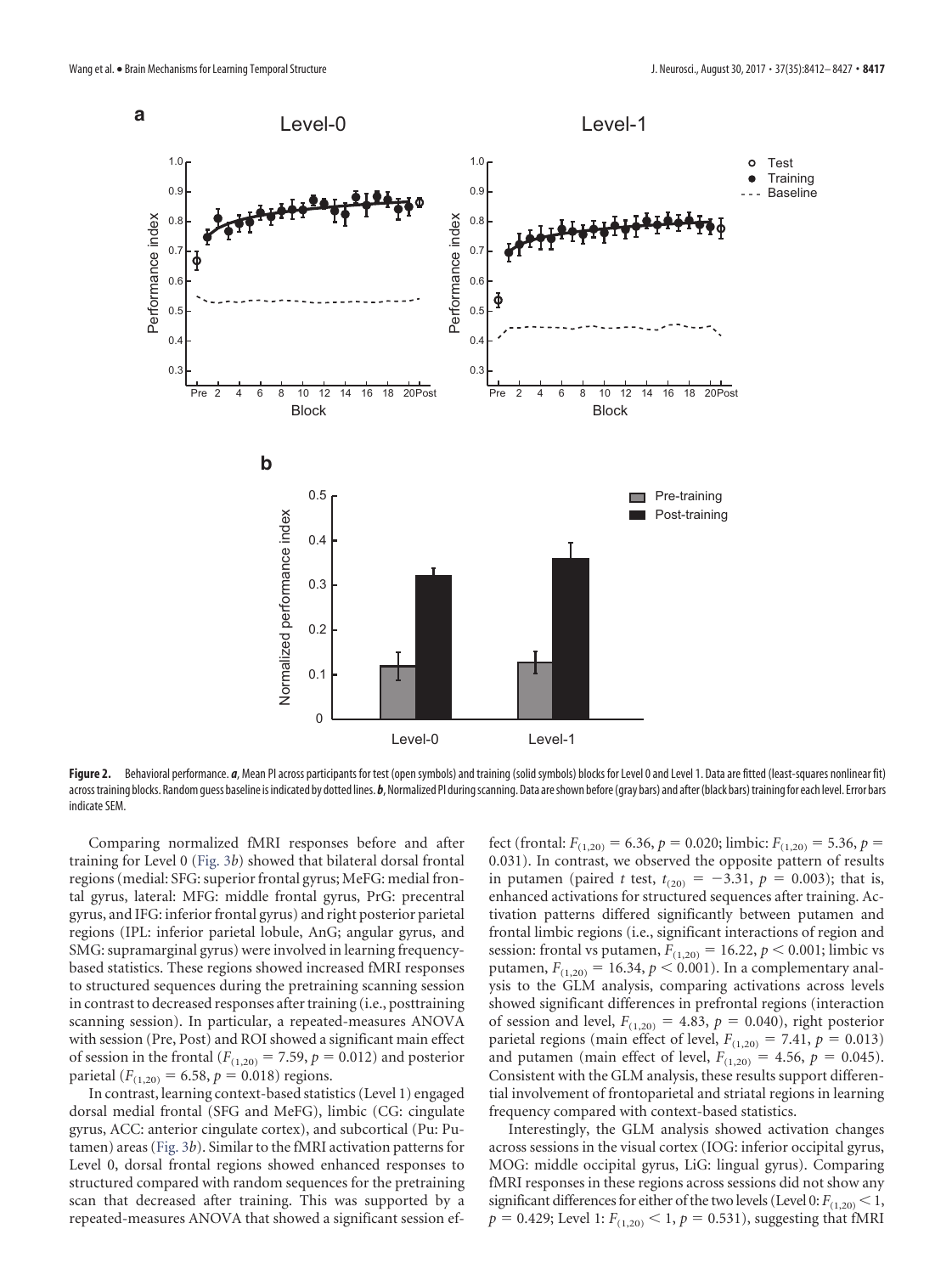**Figure 2.** Behavioral performance. ***a***, Mean PI across participants for test (open symbols) and training (solid symbols) blocks for Level 0 and Level 1. Data are fitted (least-squares nonlinear fit) across training blocks. Random guess baseline is indicated by dotted lines. ***b***, Normalized PI during scanning. Data are shown before (gray bars) and after (black bars) training for each level. Error bars indicate SEM.

Comparing normalized fMRI responses before and after training for Level 0 (Fig. 3*b*) showed that bilateral dorsal frontal regions (medial: SFG: superior frontal gyrus; MeFG: medial frontal gyrus, lateral: MFG: middle frontal gyrus, PrG: precentral gyrus, and IFG: inferior frontal gyrus) and right posterior parietal regions (IPL: inferior parietal lobule, AnG; angular gyrus, and SMG: supramarginal gyrus) were involved in learning frequency-based statistics. These regions showed increased fMRI responses to structured sequences during the pretraining scanning session in contrast to decreased responses after training (i.e., posttraining scanning session). In particular, a repeated-measures ANOVA with session (Pre, Post) and ROI showed a significant main effect of session in the frontal ($F_{(1,20)} = 7.59$, $p = 0.012$) and posterior parietal ($F_{(1,20)} = 6.58$, $p = 0.018$) regions.

In contrast, learning context-based statistics (Level 1) engaged dorsal medial frontal (SFG and MeFG), limbic (CG: cingulate gyrus, ACC: anterior cingulate cortex), and subcortical (Pu: Putamen) areas (Fig. 3*b*). Similar to the fMRI activation patterns for Level 0, dorsal frontal regions showed enhanced responses to structured compared with random sequences for the pretraining scan that decreased after training. This was supported by a repeated-measures ANOVA that showed a significant session effect (frontal: $F_{(1,20)} = 6.36$, $p = 0.020$; limbic: $F_{(1,20)} = 5.36$, $p = 0.031$). In contrast, we observed the opposite pattern of results in putamen (paired *t* test, $t_{(20)} = -3.31$, $p = 0.003$); that is, enhanced activations for structured sequences after training. Activation patterns differed significantly between putamen and frontal limbic regions (i.e., significant interactions of region and session: frontal vs putamen, $F_{(1,20)} = 16.22$, $p < 0.001$; limbic vs putamen, $F_{(1,20)} = 16.34$, $p < 0.001$). In a complementary analysis to the GLM analysis, comparing activations across levels showed significant differences in prefrontal regions (interaction of session and level, $F_{(1,20)} = 4.83$, $p = 0.040$), right posterior parietal regions (main effect of level, $F_{(1,20)} = 7.41$, $p = 0.013$) and putamen (main effect of level, $F_{(1,20)} = 4.56$, $p = 0.045$). Consistent with the GLM analysis, these results support differential involvement of frontoparietal and striatal regions in learning frequency compared with context-based statistics.

Interestingly, the GLM analysis showed activation changes across sessions in the visual cortex (IOG: inferior occipital gyrus, MOG: middle occipital gyrus, LiG: lingual gyrus). Comparing fMRI responses in these regions across sessions did not show any significant differences for either of the two levels (Level 0: $F_{(1,20)} < 1$, $p = 0.429$; Level 1: $F_{(1,20)} < 1$, $p = 0.531$), suggesting that fMRI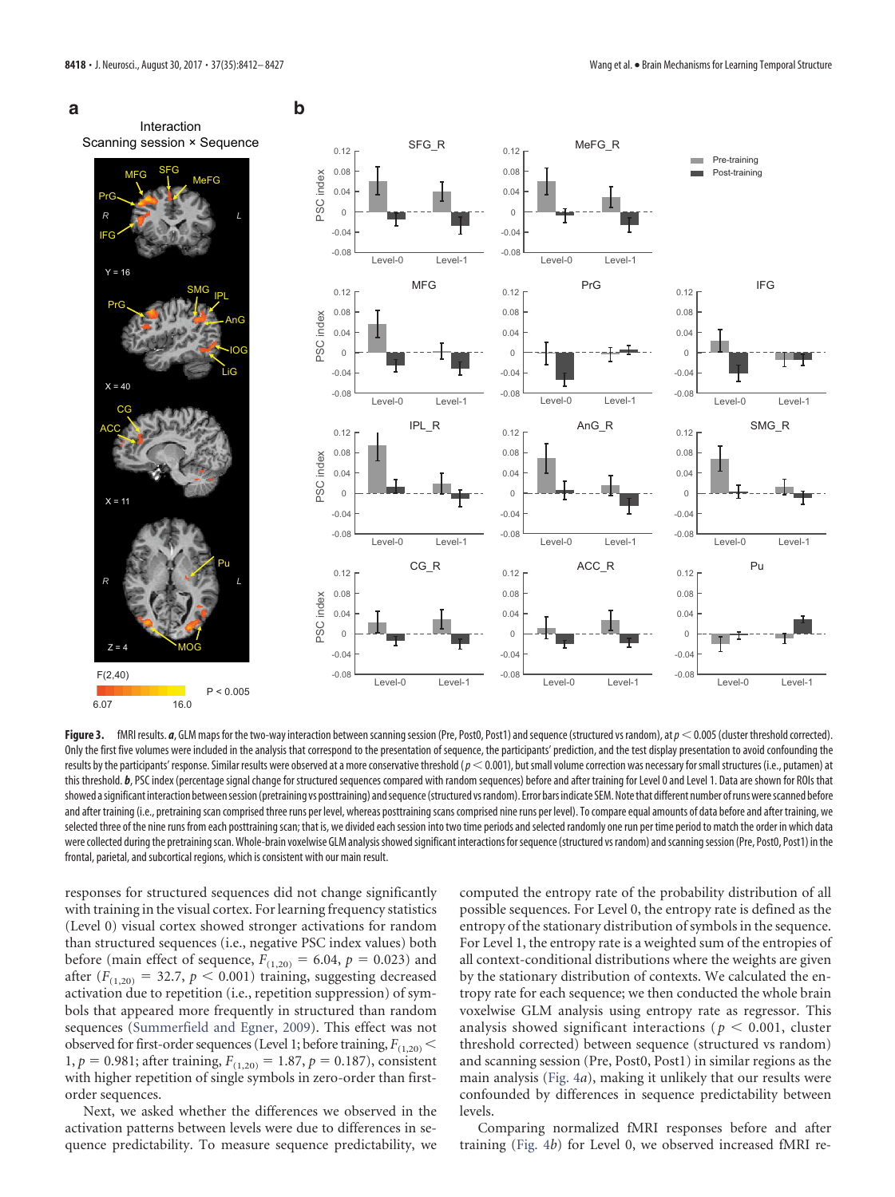**Figure 3.** fMRI results. ***a***, GLM maps for the two-way interaction between scanning session (Pre, Post0, Post1) and sequence (structured vs random), at $p < 0.005$ (cluster threshold corrected). Only the first five volumes were included in the analysis that correspond to the presentation of sequence, the participants' prediction, and the test display presentation to avoid confounding the results by the participants' response. Similar results were observed at a more conservative threshold ($p < 0.001$), but small volume correction was necessary for small structures (i.e., putamen) at this threshold. ***b***, PSC index (percentage signal change for structured sequences compared with random sequences) before and after training for Level 0 and Level 1. Data are shown for ROIs that showed a significant interaction between session (pretraining vs posttraining) and sequence (structured vs random). Error bars indicate SEM. Note that different number of runs were scanned before and after training (i.e., pretraining scan comprised three runs per level, whereas posttraining scans comprised nine runs per level). To compare equal amounts of data before and after training, we selected three of the nine runs from each posttraining scan; that is, we divided each session into two time periods and selected randomly one run per time period to match the order in which data were collected during the pretraining scan. Whole-brain voxelwise GLM analysis showed significant interactions for sequence (structured vs random) and scanning session (Pre, Post0, Post1) in the frontal, parietal, and subcortical regions, which is consistent with our main result.

responses for structured sequences did not change significantly with training in the visual cortex. For learning frequency statistics (Level 0) visual cortex showed stronger activations for random than structured sequences (i.e., negative PSC index values) both before (main effect of sequence, $F_{(1,20)} = 6.04$, $p = 0.023$) and after ($F_{(1,20)} = 32.7$, $p < 0.001$) training, suggesting decreased activation due to repetition (i.e., repetition suppression) of symbols that appeared more frequently in structured than random sequences (Summerfield and Egner, 2009). This effect was not observed for first-order sequences (Level 1; before training, $F_{(1,20)} < 1$, $p = 0.981$; after training, $F_{(1,20)} = 1.87$, $p = 0.187$), consistent with higher repetition of single symbols in zero-order than first-order sequences.

Next, we asked whether the differences we observed in the activation patterns between levels were due to differences in sequence predictability. To measure sequence predictability, we computed the entropy rate of the probability distribution of all possible sequences. For Level 0, the entropy rate is defined as the entropy of the stationary distribution of symbols in the sequence. For Level 1, the entropy rate is a weighted sum of the entropies of all context-conditional distributions where the weights are given by the stationary distribution of contexts. We calculated the entropy rate for each sequence; we then conducted the whole brain voxelwise GLM analysis using entropy rate as regressor. This analysis showed significant interactions ($p < 0.001$, cluster threshold corrected) between sequence (structured vs random) and scanning session (Pre, Post0, Post1) in similar regions as the main analysis (Fig. 4*a*), making it unlikely that our results were confounded by differences in sequence predictability between levels.

Comparing normalized fMRI responses before and after training (Fig. 4*b*) for Level 0, we observed increased fMRI re-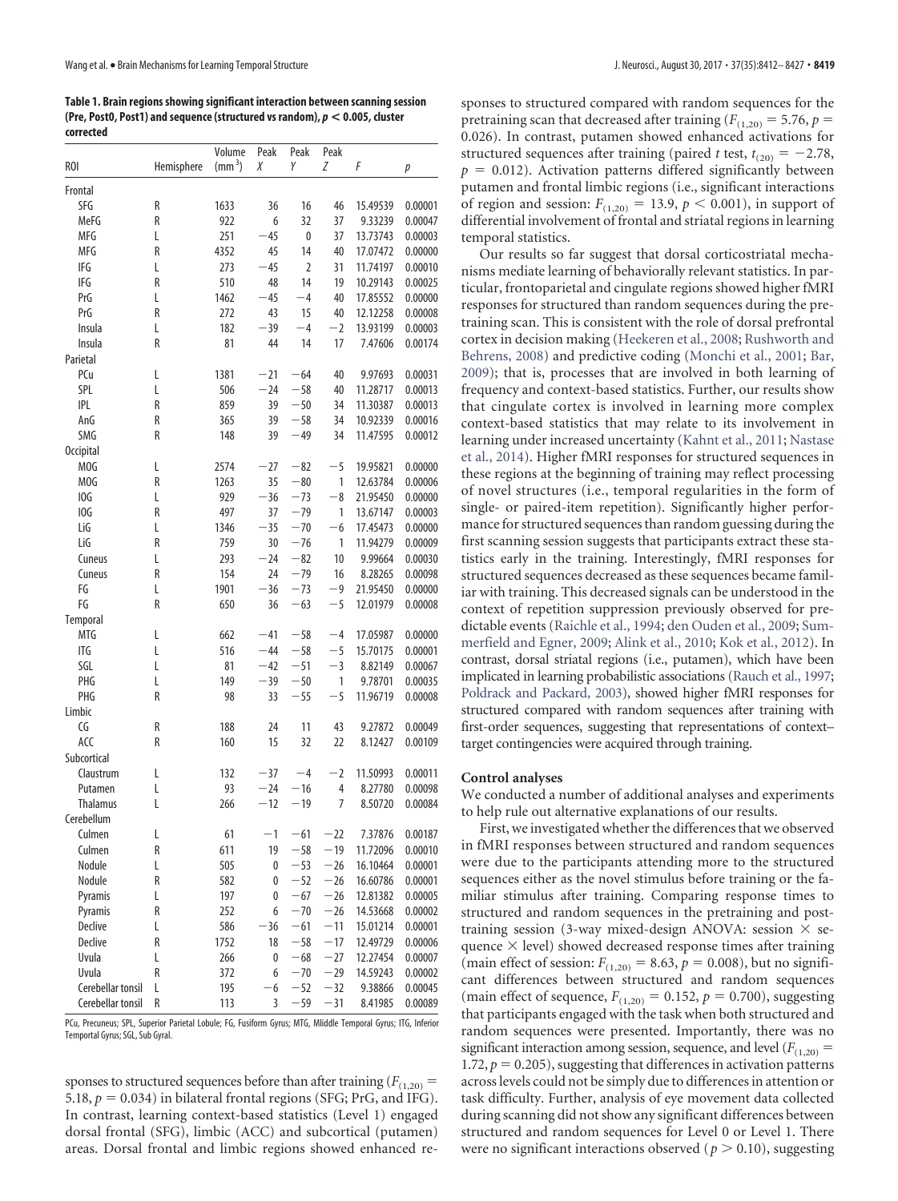**Table 1. Brain regions showing significant interaction between scanning session (Pre, Post0, Post1) and sequence (structured vs random), $p < 0.005$, cluster corrected**

| ROI | Hemisphere | Volume (mm$^3$) | Peak X | Peak Y | Peak Z | F | p |
|---|---|---|---|---|---|---|---|
| Frontal | | | | | | | |
| SFG | R | 1633 | 36 | 16 | 46 | 15.49539 | 0.00001 |
| MeFG | R | 922 | 6 | 32 | 37 | 9.33239 | 0.00047 |
| MFG | L | 251 | −45 | 0 | 37 | 13.73743 | 0.00003 |
| MFG | R | 4352 | 45 | 14 | 40 | 17.07472 | 0.00000 |
| IFG | L | 273 | −45 | 2 | 31 | 11.74197 | 0.00010 |
| IFG | R | 510 | 48 | 14 | 19 | 10.29143 | 0.00025 |
| PrG | L | 1462 | −45 | −4 | 40 | 17.85552 | 0.00000 |
| PrG | R | 272 | 43 | 15 | 40 | 12.12258 | 0.00008 |
| Insula | L | 182 | −39 | −4 | −2 | 13.93199 | 0.00003 |
| Insula | R | 81 | 44 | 14 | 17 | 7.47606 | 0.00174 |
| Parietal | | | | | | | |
| PCu | L | 1381 | −21 | −64 | 40 | 9.97693 | 0.00031 |
| SPL | L | 506 | −24 | −58 | 40 | 11.28717 | 0.00013 |
| IPL | R | 859 | 39 | −50 | 34 | 11.30387 | 0.00013 |
| AnG | R | 365 | 39 | −58 | 34 | 10.92339 | 0.00016 |
| SMG | R | 148 | 39 | −49 | 34 | 11.47595 | 0.00012 |
| Occipital | | | | | | | |
| MOG | L | 2574 | −27 | −82 | −5 | 19.95821 | 0.00000 |
| MOG | R | 1263 | 35 | −80 | 1 | 12.63784 | 0.00006 |
| IOG | L | 929 | −36 | −73 | −8 | 21.95450 | 0.00000 |
| IOG | R | 497 | 37 | −79 | 1 | 13.67147 | 0.00003 |
| LiG | L | 1346 | −35 | −70 | −6 | 17.45473 | 0.00000 |
| LiG | R | 759 | 30 | −76 | 1 | 11.94279 | 0.00009 |
| Cuneus | L | 293 | −24 | −82 | 10 | 9.99664 | 0.00030 |
| Cuneus | R | 154 | 24 | −79 | 16 | 8.28265 | 0.00098 |
| FG | L | 1901 | −36 | −73 | −9 | 21.95450 | 0.00000 |
| FG | R | 650 | 36 | −63 | −5 | 12.01979 | 0.00008 |
| Temporal | | | | | | | |
| MTG | L | 662 | −41 | −58 | −4 | 17.05987 | 0.00000 |
| ITG | L | 516 | −44 | −58 | −5 | 15.70175 | 0.00001 |
| SGL | L | 81 | −42 | −51 | −3 | 8.82149 | 0.00067 |
| PHG | L | 149 | −39 | −50 | 1 | 9.78701 | 0.00035 |
| PHG | R | 98 | 33 | −55 | −5 | 11.96719 | 0.00008 |
| Limbic | | | | | | | |
| CG | R | 188 | 24 | 11 | 43 | 9.27872 | 0.00049 |
| ACC | R | 160 | 15 | 32 | 22 | 8.12427 | 0.00109 |
| Subcortical | | | | | | | |
| Claustrum | L | 132 | −37 | −4 | −2 | 11.50993 | 0.00011 |
| Putamen | L | 93 | −24 | −16 | 4 | 8.27780 | 0.00098 |
| Thalamus | L | 266 | −12 | −19 | 7 | 8.50720 | 0.00084 |
| Cerebellum | | | | | | | |
| Culmen | L | 61 | −1 | −61 | −22 | 7.37876 | 0.00187 |
| Culmen | R | 611 | 19 | −58 | −19 | 11.72096 | 0.00010 |
| Nodule | L | 505 | 0 | −53 | −26 | 16.10464 | 0.00001 |
| Nodule | R | 582 | 0 | −52 | −26 | 16.60786 | 0.00001 |
| Pyramis | L | 197 | 0 | −67 | −26 | 12.81382 | 0.00005 |
| Pyramis | R | 252 | 6 | −70 | −26 | 14.53668 | 0.00002 |
| Declive | L | 586 | −36 | −61 | −11 | 15.01214 | 0.00001 |
| Declive | R | 1752 | 18 | −58 | −17 | 12.49729 | 0.00006 |
| Uvula | L | 266 | 0 | −68 | −27 | 12.27454 | 0.00007 |
| Uvula | R | 372 | 6 | −70 | −29 | 14.59243 | 0.00002 |
| Cerebellar tonsil | L | 195 | −6 | −52 | −32 | 9.38866 | 0.00045 |
| Cerebellar tonsil | R | 113 | 3 | −59 | −31 | 8.41985 | 0.00089 |

PCu, Precuneus; SPL, Superior Parietal Lobule; FG, Fusiform Gyrus; MTG, Mliddle Temporal Gyrus; ITG, Inferior Temportal Gyrus; SGL, Sub Gyral.

sponses to structured sequences before than after training ($F_{(1,20)} = 5.18$, $p = 0.034$) in bilateral frontal regions (SFG; PrG, and IFG). In contrast, learning context-based statistics (Level 1) engaged dorsal frontal (SFG), limbic (ACC) and subcortical (putamen) areas. Dorsal frontal and limbic regions showed enhanced responses to structured compared with random sequences for the pretraining scan that decreased after training ($F_{(1,20)} = 5.76$, $p = 0.026$). In contrast, putamen showed enhanced activations for structured sequences after training (paired $t$ test, $t_{(20)} = -2.78$, $p = 0.012$). Activation patterns differed significantly between putamen and frontal limbic regions (i.e., significant interactions of region and session: $F_{(1,20)} = 13.9$, $p < 0.001$), in support of differential involvement of frontal and striatal regions in learning temporal statistics.

Our results so far suggest that dorsal corticostriatal mechanisms mediate learning of behaviorally relevant statistics. In particular, frontoparietal and cingulate regions showed higher fMRI responses for structured than random sequences during the pretraining scan. This is consistent with the role of dorsal prefrontal cortex in decision making (Heekeren et al., 2008; Rushworth and Behrens, 2008) and predictive coding (Monchi et al., 2001; Bar, 2009); that is, processes that are involved in both learning of frequency and context-based statistics. Further, our results show that cingulate cortex is involved in learning more complex context-based statistics that may relate to its involvement in learning under increased uncertainty (Kahnt et al., 2011; Nastase et al., 2014). Higher fMRI responses for structured sequences in these regions at the beginning of training may reflect processing of novel structures (i.e., temporal regularities in the form of single- or paired-item repetition). Significantly higher performance for structured sequences than random guessing during the first scanning session suggests that participants extract these statistics early in the training. Interestingly, fMRI responses for structured sequences decreased as these sequences became familiar with training. This decreased signals can be understood in the context of repetition suppression previously observed for predictable events (Raichle et al., 1994; den Ouden et al., 2009; Summerfield and Egner, 2009; Alink et al., 2010; Kok et al., 2012). In contrast, dorsal striatal regions (i.e., putamen), which have been implicated in learning probabilistic associations (Rauch et al., 1997; Poldrack and Packard, 2003), showed higher fMRI responses for structured compared with random sequences after training with first-order sequences, suggesting that representations of context–target contingencies were acquired through training.

### Control analyses

We conducted a number of additional analyses and experiments to help rule out alternative explanations of our results.

First, we investigated whether the differences that we observed in fMRI responses between structured and random sequences were due to the participants attending more to the structured sequences either as the novel stimulus before training or the familiar stimulus after training. Comparing response times to structured and random sequences in the pretraining and posttraining session (3-way mixed-design ANOVA: session × sequence × level) showed decreased response times after training (main effect of session: $F_{(1,20)} = 8.63$, $p = 0.008$), but no significant differences between structured and random sequences (main effect of sequence, $F_{(1,20)} = 0.152$, $p = 0.700$), suggesting that participants engaged with the task when both structured and random sequences were presented. Importantly, there was no significant interaction among session, sequence, and level ($F_{(1,20)} = 1.72$, $p = 0.205$), suggesting that differences in activation patterns across levels could not be simply due to differences in attention or task difficulty. Further, analysis of eye movement data collected during scanning did not show any significant differences between structured and random sequences for Level 0 or Level 1. There were no significant interactions observed ($p > 0.10$), suggesting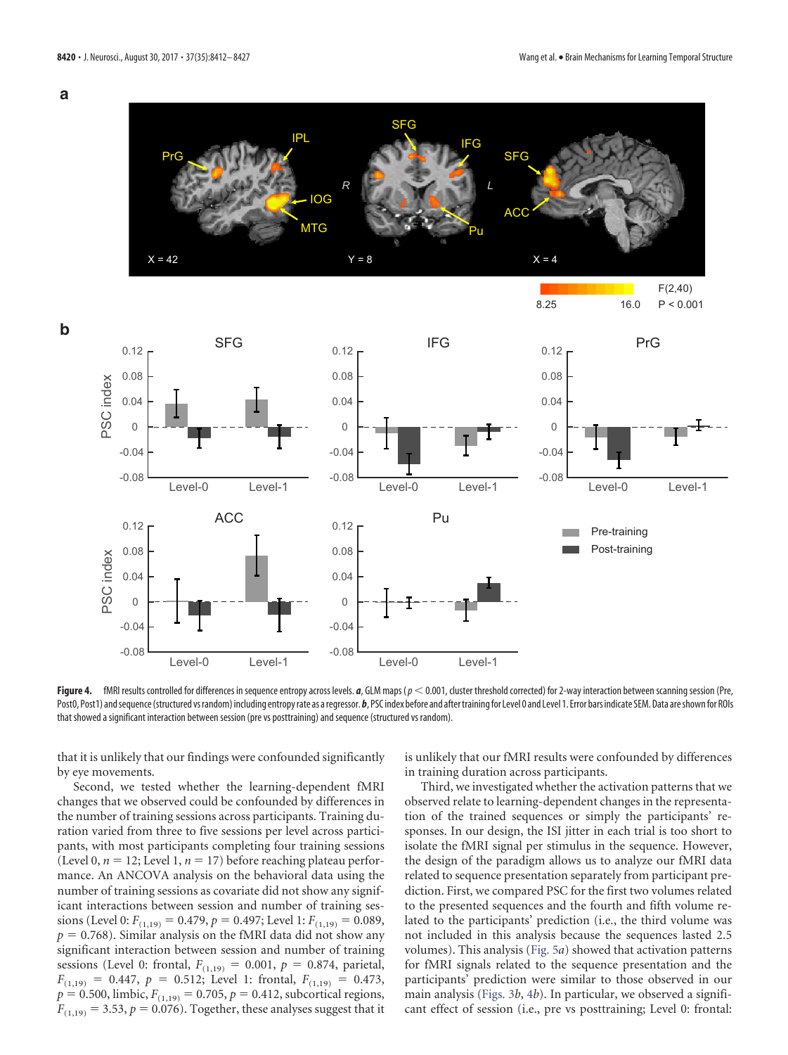**Figure 4.** fMRI results controlled for differences in sequence entropy across levels. ***a***, GLM maps ($p < 0.001$, cluster threshold corrected) for 2-way interaction between scanning session (Pre, Post0, Post1) and sequence (structured vs random) including entropy rate as a regressor. ***b***, PSC index before and after training for Level 0 and Level 1. Error bars indicate SEM. Data are shown for ROIs that showed a significant interaction between session (pre vs posttraining) and sequence (structured vs random).

that it is unlikely that our findings were confounded significantly by eye movements.

Second, we tested whether the learning-dependent fMRI changes that we observed could be confounded by differences in the number of training sessions across participants. Training duration varied from three to five sessions per level across participants, with most participants completing four training sessions (Level 0, $n = 12$; Level 1, $n = 17$) before reaching plateau performance. An ANCOVA analysis on the behavioral data using the number of training sessions as covariate did not show any significant interactions between session and number of training sessions (Level 0: $F_{(1,19)} = 0.479$, $p = 0.497$; Level 1: $F_{(1,19)} = 0.089$, $p = 0.768$). Similar analysis on the fMRI data did not show any significant interaction between session and number of training sessions (Level 0: frontal, $F_{(1,19)} = 0.001$, $p = 0.874$, parietal, $F_{(1,19)} = 0.447$, $p = 0.512$; Level 1: frontal, $F_{(1,19)} = 0.473$, $p = 0.500$, limbic, $F_{(1,19)} = 0.705$, $p = 0.412$, subcortical regions, $F_{(1,19)} = 3.53$, $p = 0.076$). Together, these analyses suggest that it is unlikely that our fMRI results were confounded by differences in training duration across participants.

Third, we investigated whether the activation patterns that we observed relate to learning-dependent changes in the representation of the trained sequences or simply the participants' responses. In our design, the ISI jitter in each trial is too short to isolate the fMRI signal per stimulus in the sequence. However, the design of the paradigm allows us to analyze our fMRI data related to sequence presentation separately from participant prediction. First, we compared PSC for the first two volumes related to the presented sequences and the fourth and fifth volume related to the participants' prediction (i.e., the third volume was not included in this analysis because the sequences lasted 2.5 volumes). This analysis (Fig. 5*a*) showed that activation patterns for fMRI signals related to the sequence presentation and the participants' prediction were similar to those observed in our main analysis (Figs. 3*b*, 4*b*). In particular, we observed a significant effect of session (i.e., pre vs posttraining; Level 0: frontal: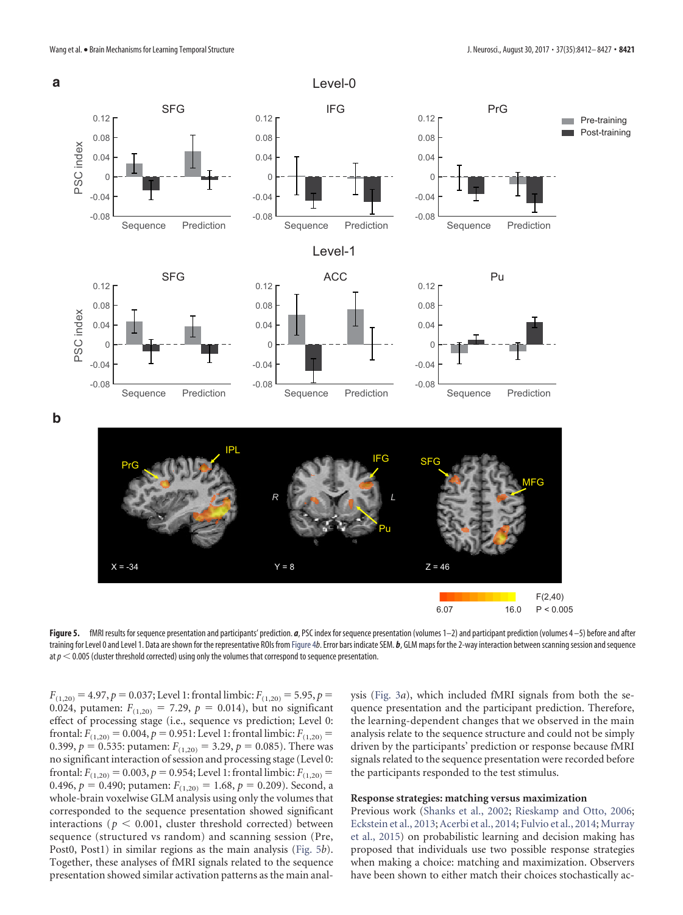**Figure 5.** fMRI results for sequence presentation and participants' prediction. ***a***, PSC index for sequence presentation (volumes 1–2) and participant prediction (volumes 4–5) before and after training for Level 0 and Level 1. Data are shown for the representative ROIs from Figure 4*b*. Error bars indicate SEM. ***b***, GLM maps for the 2-way interaction between scanning session and sequence at $p < 0.005$ (cluster threshold corrected) using only the volumes that correspond to sequence presentation.

$F_{(1,20)} = 4.97$, $p = 0.037$; Level 1: frontal limbic: $F_{(1,20)} = 5.95$, $p = 0.024$, putamen: $F_{(1,20)} = 7.29$, $p = 0.014$), but no significant effect of processing stage (i.e., sequence vs prediction; Level 0: frontal: $F_{(1,20)} = 0.004$, $p = 0.951$: Level 1: frontal limbic: $F_{(1,20)} = 0.399$, $p = 0.535$: putamen: $F_{(1,20)} = 3.29$, $p = 0.085$). There was no significant interaction of session and processing stage (Level 0: frontal: $F_{(1,20)} = 0.003$, $p = 0.954$; Level 1: frontal limbic: $F_{(1,20)} = 0.496$, $p = 0.490$; putamen: $F_{(1,20)} = 1.68$, $p = 0.209$). Second, a whole-brain voxelwise GLM analysis using only the volumes that corresponded to the sequence presentation showed significant interactions ($p < 0.001$, cluster threshold corrected) between sequence (structured vs random) and scanning session (Pre, Post0, Post1) in similar regions as the main analysis (Fig. 5*b*). Together, these analyses of fMRI signals related to the sequence presentation showed similar activation patterns as the main analysis (Fig. 3*a*), which included fMRI signals from both the sequence presentation and the participant prediction. Therefore, the learning-dependent changes that we observed in the main analysis relate to the sequence structure and could not be simply driven by the participants' prediction or response because fMRI signals related to the sequence presentation were recorded before the participants responded to the test stimulus.

### Response strategies: matching versus maximization

Previous work (Shanks et al., 2002; Rieskamp and Otto, 2006; Eckstein et al., 2013; Acerbi et al., 2014; Fulvio et al., 2014; Murray et al., 2015) on probabilistic learning and decision making has proposed that individuals use two possible response strategies when making a choice: matching and maximization. Observers have been shown to either match their choices stochastically ac-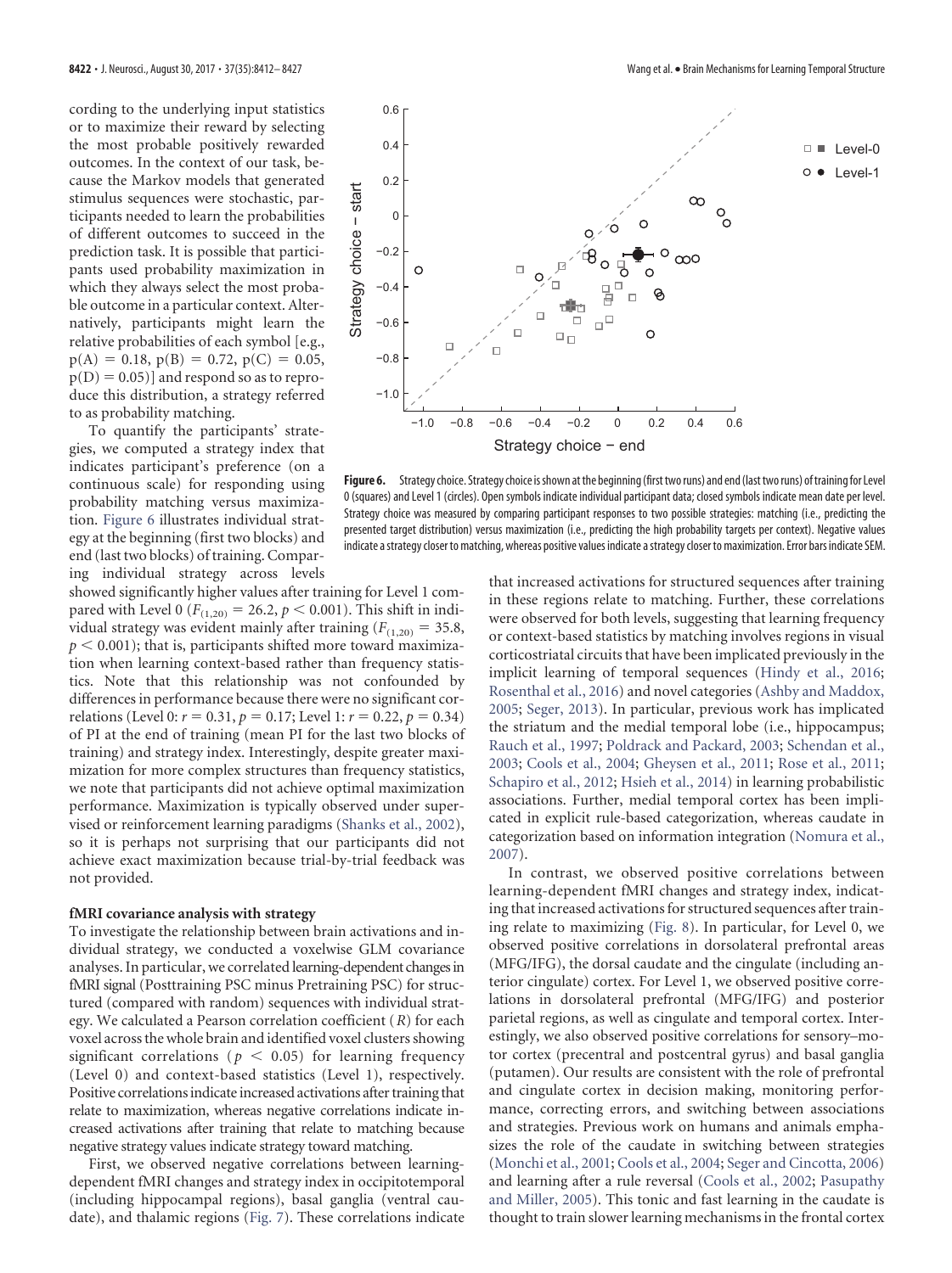cording to the underlying input statistics or to maximize their reward by selecting the most probable positively rewarded outcomes. In the context of our task, because the Markov models that generated stimulus sequences were stochastic, participants needed to learn the probabilities of different outcomes to succeed in the prediction task. It is possible that participants used probability maximization in which they always select the most probable outcome in a particular context. Alternatively, participants might learn the relative probabilities of each symbol [e.g., $p(A) = 0.18$, $p(B) = 0.72$, $p(C) = 0.05$, $p(D) = 0.05$)] and respond so as to reproduce this distribution, a strategy referred to as probability matching.

To quantify the participants' strategies, we computed a strategy index that indicates participant's preference (on a continuous scale) for responding using probability matching versus maximization. Figure 6 illustrates individual strategy at the beginning (first two blocks) and end (last two blocks) of training. Comparing individual strategy across levels showed significantly higher values after training for Level 1 compared with Level 0 ($F_{(1,20)} = 26.2$, $p < 0.001$). This shift in individual strategy was evident mainly after training ($F_{(1,20)} = 35.8$, $p < 0.001$); that is, participants shifted more toward maximization when learning context-based rather than frequency statistics. Note that this relationship was not confounded by differences in performance because there were no significant correlations (Level 0: $r = 0.31$, $p = 0.17$; Level 1: $r = 0.22$, $p = 0.34$) of PI at the end of training (mean PI for the last two blocks of training) and strategy index. Interestingly, despite greater maximization for more complex structures than frequency statistics, we note that participants did not achieve optimal maximization performance. Maximization is typically observed under supervised or reinforcement learning paradigms (Shanks et al., 2002), so it is perhaps not surprising that our participants did not achieve exact maximization because trial-by-trial feedback was not provided.

**Figure 6.** Strategy choice. Strategy choice is shown at the beginning (first two runs) and end (last two runs) of training for Level 0 (squares) and Level 1 (circles). Open symbols indicate individual participant data; closed symbols indicate mean date per level. Strategy choice was measured by comparing participant responses to two possible strategies: matching (i.e., predicting the presented target distribution) versus maximization (i.e., predicting the high probability targets per context). Negative values indicate a strategy closer to matching, whereas positive values indicate a strategy closer to maximization. Error bars indicate SEM.

### fMRI covariance analysis with strategy

To investigate the relationship between brain activations and individual strategy, we conducted a voxelwise GLM covariance analyses. In particular, we correlated learning-dependent changes in fMRI signal (Posttraining PSC minus Pretraining PSC) for structured (compared with random) sequences with individual strategy. We calculated a Pearson correlation coefficient ($R$) for each voxel across the whole brain and identified voxel clusters showing significant correlations ($p < 0.05$) for learning frequency (Level 0) and context-based statistics (Level 1), respectively. Positive correlations indicate increased activations after training that relate to maximization, whereas negative correlations indicate increased activations after training that relate to matching because negative strategy values indicate strategy toward matching.

First, we observed negative correlations between learning-dependent fMRI changes and strategy index in occipitotemporal (including hippocampal regions), basal ganglia (ventral caudate), and thalamic regions (Fig. 7). These correlations indicate that increased activations for structured sequences after training in these regions relate to matching. Further, these correlations were observed for both levels, suggesting that learning frequency or context-based statistics by matching involves regions in visual corticostriatal circuits that have been implicated previously in the implicit learning of temporal sequences (Hindy et al., 2016; Rosenthal et al., 2016) and novel categories (Ashby and Maddox, 2005; Seger, 2013). In particular, previous work has implicated the striatum and the medial temporal lobe (i.e., hippocampus; Rauch et al., 1997; Poldrack and Packard, 2003; Schendan et al., 2003; Cools et al., 2004; Gheysen et al., 2011; Rose et al., 2011; Schapiro et al., 2012; Hsieh et al., 2014) in learning probabilistic associations. Further, medial temporal cortex has been implicated in explicit rule-based categorization, whereas caudate in categorization based on information integration (Nomura et al., 2007).

In contrast, we observed positive correlations between learning-dependent fMRI changes and strategy index, indicating that increased activations for structured sequences after training relate to maximizing (Fig. 8). In particular, for Level 0, we observed positive correlations in dorsolateral prefrontal areas (MFG/IFG), the dorsal caudate and the cingulate (including anterior cingulate) cortex. For Level 1, we observed positive correlations in dorsolateral prefrontal (MFG/IFG) and posterior parietal regions, as well as cingulate and temporal cortex. Interestingly, we also observed positive correlations for sensory–motor cortex (precentral and postcentral gyrus) and basal ganglia (putamen). Our results are consistent with the role of prefrontal and cingulate cortex in decision making, monitoring performance, correcting errors, and switching between associations and strategies. Previous work on humans and animals emphasizes the role of the caudate in switching between strategies (Monchi et al., 2001; Cools et al., 2004; Seger and Cincotta, 2006) and learning after a rule reversal (Cools et al., 2002; Pasupathy and Miller, 2005). This tonic and fast learning in the caudate is thought to train slower learning mechanisms in the frontal cortex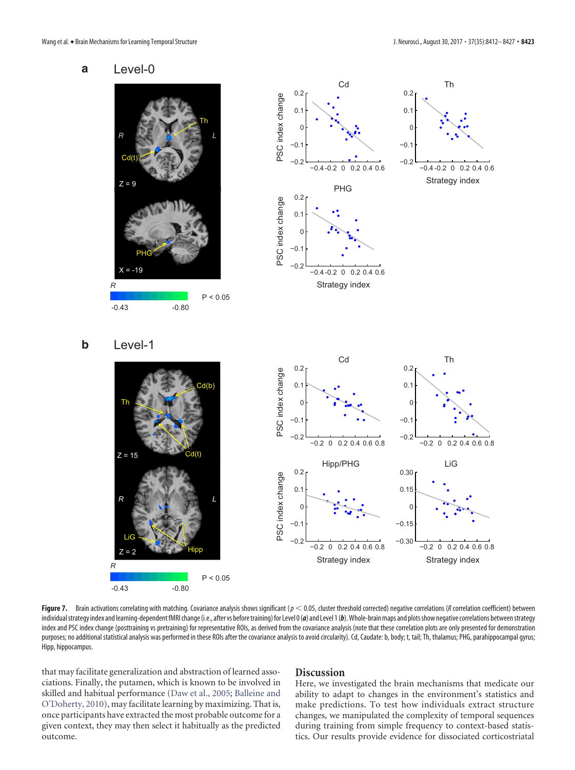**Figure 7.** Brain activations correlating with matching. Covariance analysis shows significant ($p < 0.05$, cluster threshold corrected) negative correlations (*R* correlation coefficient) between individual strategy index and learning-dependent fMRI change (i.e., after vs before training) for Level 0 (***a***) and Level 1 (***b***). Whole-brain maps and plots show negative correlations between strategy index and PSC index change (posttraining vs pretraining) for representative ROIs, as derived from the covariance analysis (note that these correlation plots are only presented for demonstration purposes; no additional statistical analysis was performed in these ROIs after the covariance analysis to avoid circularity). Cd, Caudate: b, body; t, tail; Th, thalamus; PHG, parahippocampal gyrus; Hipp, hippocampus.

that may facilitate generalization and abstraction of learned associations. Finally, the putamen, which is known to be involved in skilled and habitual performance (Daw et al., 2005; Balleine and O'Doherty, 2010), may facilitate learning by maximizing. That is, once participants have extracted the most probable outcome for a given context, they may then select it habitually as the predicted outcome.

## Discussion

Here, we investigated the brain mechanisms that medicate our ability to adapt to changes in the environment's statistics and make predictions. To test how individuals extract structure changes, we manipulated the complexity of temporal sequences during training from simple frequency to context-based statistics. Our results provide evidence for dissociated corticostriatal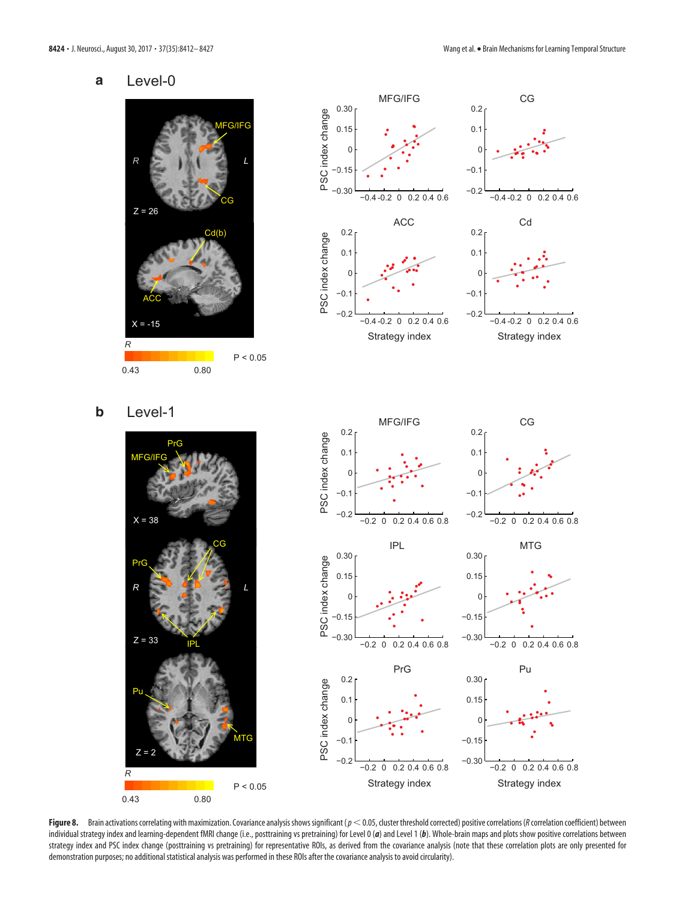**Figure 8.** Brain activations correlating with maximization. Covariance analysis shows significant ($p < 0.05$, cluster threshold corrected) positive correlations ($R$ correlation coefficient) between individual strategy index and learning-dependent fMRI change (i.e., posttraining vs pretraining) for Level 0 (***a***) and Level 1 (***b***). Whole-brain maps and plots show positive correlations between strategy index and PSC index change (posttraining vs pretraining) for representative ROIs, as derived from the covariance analysis (note that these correlation plots are only presented for demonstration purposes; no additional statistical analysis was performed in these ROIs after the covariance analysis to avoid circularity).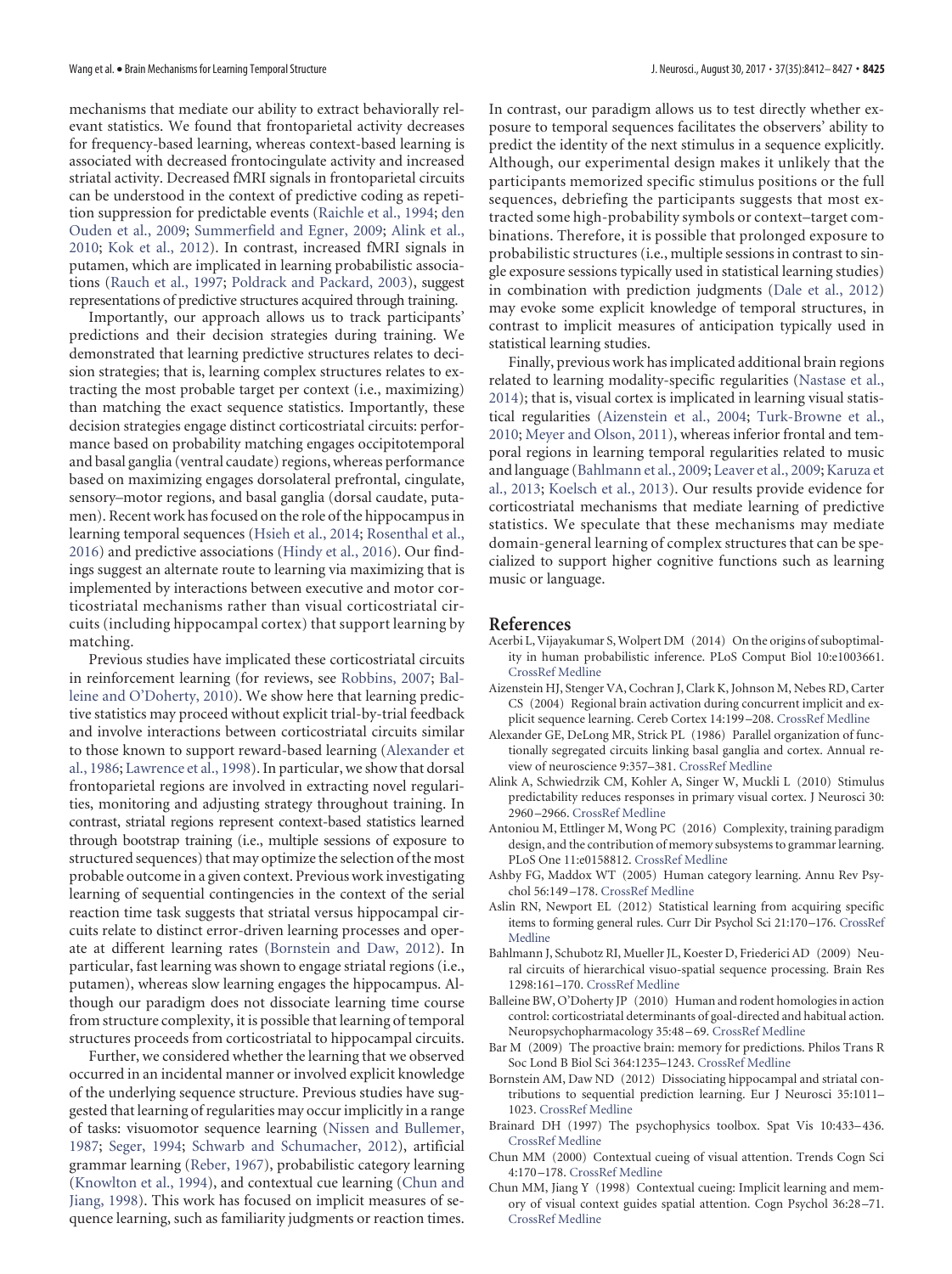mechanisms that mediate our ability to extract behaviorally relevant statistics. We found that frontoparietal activity decreases for frequency-based learning, whereas context-based learning is associated with decreased frontocingulate activity and increased striatal activity. Decreased fMRI signals in frontoparietal circuits can be understood in the context of predictive coding as repetition suppression for predictable events (Raichle et al., 1994; den Ouden et al., 2009; Summerfield and Egner, 2009; Alink et al., 2010; Kok et al., 2012). In contrast, increased fMRI signals in putamen, which are implicated in learning probabilistic associations (Rauch et al., 1997; Poldrack and Packard, 2003), suggest representations of predictive structures acquired through training.

Importantly, our approach allows us to track participants' predictions and their decision strategies during training. We demonstrated that learning predictive structures relates to decision strategies; that is, learning complex structures relates to extracting the most probable target per context (i.e., maximizing) than matching the exact sequence statistics. Importantly, these decision strategies engage distinct corticostriatal circuits: performance based on probability matching engages occipitotemporal and basal ganglia (ventral caudate) regions, whereas performance based on maximizing engages dorsolateral prefrontal, cingulate, sensory–motor regions, and basal ganglia (dorsal caudate, putamen). Recent work has focused on the role of the hippocampus in learning temporal sequences (Hsieh et al., 2014; Rosenthal et al., 2016) and predictive associations (Hindy et al., 2016). Our findings suggest an alternate route to learning via maximizing that is implemented by interactions between executive and motor corticostriatal mechanisms rather than visual corticostriatal circuits (including hippocampal cortex) that support learning by matching.

Previous studies have implicated these corticostriatal circuits in reinforcement learning (for reviews, see Robbins, 2007; Balleine and O'Doherty, 2010). We show here that learning predictive statistics may proceed without explicit trial-by-trial feedback and involve interactions between corticostriatal circuits similar to those known to support reward-based learning (Alexander et al., 1986; Lawrence et al., 1998). In particular, we show that dorsal frontoparietal regions are involved in extracting novel regularities, monitoring and adjusting strategy throughout training. In contrast, striatal regions represent context-based statistics learned through bootstrap training (i.e., multiple sessions of exposure to structured sequences) that may optimize the selection of the most probable outcome in a given context. Previous work investigating learning of sequential contingencies in the context of the serial reaction time task suggests that striatal versus hippocampal circuits relate to distinct error-driven learning processes and operate at different learning rates (Bornstein and Daw, 2012). In particular, fast learning was shown to engage striatal regions (i.e., putamen), whereas slow learning engages the hippocampus. Although our paradigm does not dissociate learning time course from structure complexity, it is possible that learning of temporal structures proceeds from corticostriatal to hippocampal circuits.

Further, we considered whether the learning that we observed occurred in an incidental manner or involved explicit knowledge of the underlying sequence structure. Previous studies have suggested that learning of regularities may occur implicitly in a range of tasks: visuomotor sequence learning (Nissen and Bullemer, 1987; Seger, 1994; Schwarb and Schumacher, 2012), artificial grammar learning (Reber, 1967), probabilistic category learning (Knowlton et al., 1994), and contextual cue learning (Chun and Jiang, 1998). This work has focused on implicit measures of sequence learning, such as familiarity judgments or reaction times. In contrast, our paradigm allows us to test directly whether exposure to temporal sequences facilitates the observers' ability to predict the identity of the next stimulus in a sequence explicitly. Although, our experimental design makes it unlikely that the participants memorized specific stimulus positions or the full sequences, debriefing the participants suggests that most extracted some high-probability symbols or context–target combinations. Therefore, it is possible that prolonged exposure to probabilistic structures (i.e., multiple sessions in contrast to single exposure sessions typically used in statistical learning studies) in combination with prediction judgments (Dale et al., 2012) may evoke some explicit knowledge of temporal structures, in contrast to implicit measures of anticipation typically used in statistical learning studies.

Finally, previous work has implicated additional brain regions related to learning modality-specific regularities (Nastase et al., 2014); that is, visual cortex is implicated in learning visual statistical regularities (Aizenstein et al., 2004; Turk-Browne et al., 2010; Meyer and Olson, 2011), whereas inferior frontal and temporal regions in learning temporal regularities related to music and language (Bahlmann et al., 2009; Leaver et al., 2009; Karuza et al., 2013; Koelsch et al., 2013). Our results provide evidence for corticostriatal mechanisms that mediate learning of predictive statistics. We speculate that these mechanisms may mediate domain-general learning of complex structures that can be specialized to support higher cognitive functions such as learning music or language.

## References

Acerbi L, Vijayakumar S, Wolpert DM (2014) On the origins of suboptimality in human probabilistic inference. PLoS Comput Biol 10:e1003661. CrossRef Medline

Aizenstein HJ, Stenger VA, Cochran J, Clark K, Johnson M, Nebes RD, Carter CS (2004) Regional brain activation during concurrent implicit and explicit sequence learning. Cereb Cortex 14:199–208. CrossRef Medline

Alexander GE, DeLong MR, Strick PL (1986) Parallel organization of functionally segregated circuits linking basal ganglia and cortex. Annual review of neuroscience 9:357–381. CrossRef Medline

Alink A, Schwiedrzik CM, Kohler A, Singer W, Muckli L (2010) Stimulus predictability reduces responses in primary visual cortex. J Neurosci 30: 2960–2966. CrossRef Medline

Antoniou M, Ettlinger M, Wong PC (2016) Complexity, training paradigm design, and the contribution of memory subsystems to grammar learning. PLoS One 11:e0158812. CrossRef Medline

Ashby FG, Maddox WT (2005) Human category learning. Annu Rev Psychol 56:149–178. CrossRef Medline

Aslin RN, Newport EL (2012) Statistical learning from acquiring specific items to forming general rules. Curr Dir Psychol Sci 21:170–176. CrossRef Medline

Bahlmann J, Schubotz RI, Mueller JL, Koester D, Friederici AD (2009) Neural circuits of hierarchical visuo-spatial sequence processing. Brain Res 1298:161–170. CrossRef Medline

Balleine BW, O'Doherty JP (2010) Human and rodent homologies in action control: corticostriatal determinants of goal-directed and habitual action. Neuropsychopharmacology 35:48–69. CrossRef Medline

Bar M (2009) The proactive brain: memory for predictions. Philos Trans R Soc Lond B Biol Sci 364:1235–1243. CrossRef Medline

Bornstein AM, Daw ND (2012) Dissociating hippocampal and striatal contributions to sequential prediction learning. Eur J Neurosci 35:1011–1023. CrossRef Medline

Brainard DH (1997) The psychophysics toolbox. Spat Vis 10:433–436. CrossRef Medline

Chun MM (2000) Contextual cueing of visual attention. Trends Cogn Sci 4:170–178. CrossRef Medline

Chun MM, Jiang Y (1998) Contextual cueing: Implicit learning and memory of visual context guides spatial attention. Cogn Psychol 36:28–71. CrossRef Medline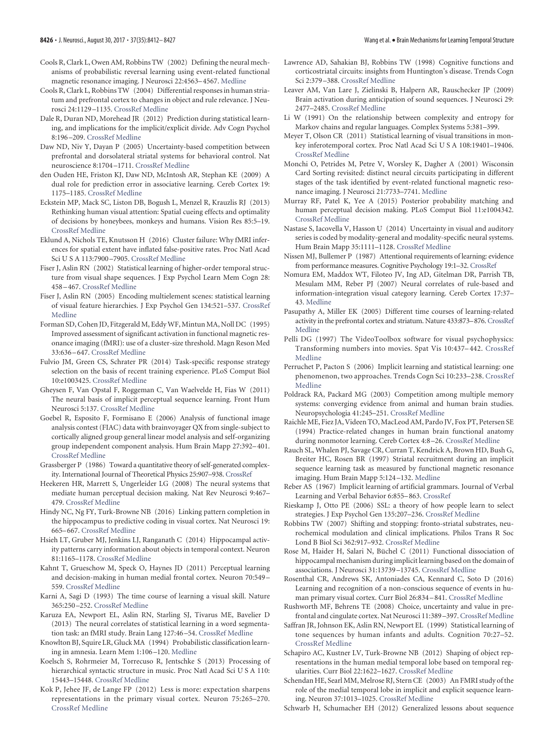Cools R, Clark L, Owen AM, Robbins TW (2002) Defining the neural mechanisms of probabilistic reversal learning using event-related functional magnetic resonance imaging. J Neurosci 22:4563–4567. Medline

Cools R, Clark L, Robbins TW (2004) Differential responses in human striatum and prefrontal cortex to changes in object and rule relevance. J Neurosci 24:1129–1135. CrossRef Medline

Dale R, Duran ND, Morehead JR (2012) Prediction during statistical learning, and implications for the implicit/explicit divide. Adv Cogn Psychol 8:196–209. CrossRef Medline

Daw ND, Niv Y, Dayan P (2005) Uncertainty-based competition between prefrontal and dorsolateral striatal systems for behavioral control. Nat neuroscience 8:1704–1711. CrossRef Medline

den Ouden HE, Friston KJ, Daw ND, McIntosh AR, Stephan KE (2009) A dual role for prediction error in associative learning. Cereb Cortex 19: 1175–1185. CrossRef Medline

Eckstein MP, Mack SC, Liston DB, Bogush L, Menzel R, Krauzlis RJ (2013) Rethinking human visual attention: Spatial cueing effects and optimality of decisions by honeybees, monkeys and humans. Vision Res 85:5–19. CrossRef Medline

Eklund A, Nichols TE, Knutsson H (2016) Cluster failure: Why fMRI inferences for spatial extent have inflated false-positive rates. Proc Natl Acad Sci U S A 113:7900–7905. CrossRef Medline

Fiser J, Aslin RN (2002) Statistical learning of higher-order temporal structure from visual shape sequences. J Exp Psychol Learn Mem Cogn 28: 458–467. CrossRef Medline

Fiser J, Aslin RN (2005) Encoding multielement scenes: statistical learning of visual feature hierarchies. J Exp Psychol Gen 134:521–537. CrossRef Medline

Forman SD, Cohen JD, Fitzgerald M, Eddy WF, Mintun MA, Noll DC (1995) Improved assessment of significant activation in functional magnetic resonance imaging (fMRI): use of a cluster-size threshold. Magn Reson Med 33:636–647. CrossRef Medline

Fulvio JM, Green CS, Schrater PR (2014) Task-specific response strategy selection on the basis of recent training experience. PLoS Comput Biol 10:e1003425. CrossRef Medline

Gheysen F, Van Opstal F, Roggeman C, Van Waelvelde H, Fias W (2011) The neural basis of implicit perceptual sequence learning. Front Hum Neurosci 5:137. CrossRef Medline

Goebel R, Esposito F, Formisano E (2006) Analysis of functional image analysis contest (FIAC) data with brainvoyager QX from single-subject to cortically aligned group general linear model analysis and self-organizing group independent component analysis. Hum Brain Mapp 27:392–401. CrossRef Medline

Grassberger P (1986) Toward a quantitative theory of self-generated complexity. International Journal of Theoretical Physics 25:907–938. CrossRef

Heekeren HR, Marrett S, Ungerleider LG (2008) The neural systems that mediate human perceptual decision making. Nat Rev Neurosci 9:467–479. CrossRef Medline

Hindy NC, Ng FY, Turk-Browne NB (2016) Linking pattern completion in the hippocampus to predictive coding in visual cortex. Nat Neurosci 19: 665–667. CrossRef Medline

Hsieh LT, Gruber MJ, Jenkins LJ, Ranganath C (2014) Hippocampal activity patterns carry information about objects in temporal context. Neuron 81:1165–1178. CrossRef Medline

Kahnt T, Grueschow M, Speck O, Haynes JD (2011) Perceptual learning and decision-making in human medial frontal cortex. Neuron 70:549–559. CrossRef Medline

Karni A, Sagi D (1993) The time course of learning a visual skill. Nature 365:250–252. CrossRef Medline

Karuza EA, Newport EL, Aslin RN, Starling SJ, Tivarus ME, Bavelier D (2013) The neural correlates of statistical learning in a word segmentation task: an fMRI study. Brain Lang 127:46–54. CrossRef Medline

Knowlton BJ, Squire LR, Gluck MA (1994) Probabilistic classification learning in amnesia. Learn Mem 1:106–120. Medline

Koelsch S, Rohrmeier M, Torrecuso R, Jentschke S (2013) Processing of hierarchical syntactic structure in music. Proc Natl Acad Sci U S A 110: 15443–15448. CrossRef Medline

Kok P, Jehee JF, de Lange FP (2012) Less is more: expectation sharpens representations in the primary visual cortex. Neuron 75:265–270. CrossRef Medline

Lawrence AD, Sahakian BJ, Robbins TW (1998) Cognitive functions and corticostriatal circuits: insights from Huntington's disease. Trends Cogn Sci 2:379–388. CrossRef Medline

Leaver AM, Van Lare J, Zielinski B, Halpern AR, Rauschecker JP (2009) Brain activation during anticipation of sound sequences. J Neurosci 29: 2477–2485. CrossRef Medline

Li W (1991) On the relationship between complexity and entropy for Markov chains and regular languages. Complex Systems 5:381–399.

Meyer T, Olson CR (2011) Statistical learning of visual transitions in monkey inferotemporal cortex. Proc Natl Acad Sci U S A 108:19401–19406. CrossRef Medline

Monchi O, Petrides M, Petre V, Worsley K, Dagher A (2001) Wisconsin Card Sorting revisited: distinct neural circuits participating in different stages of the task identified by event-related functional magnetic resonance imaging. J Neurosci 21:7733–7741. Medline

Murray RF, Patel K, Yee A (2015) Posterior probability matching and human perceptual decision making. PLoS Comput Biol 11:e1004342. CrossRef Medline

Nastase S, Iacovella V, Hasson U (2014) Uncertainty in visual and auditory series is coded by modality-general and modality-specific neural systems. Hum Brain Mapp 35:1111–1128. CrossRef Medline

Nissen MJ, Bullemer P (1987) Attentional requirements of learning: evidence from performance measures. Cognitive Psychology 19:1–32. CrossRef

Nomura EM, Maddox WT, Filoteo JV, Ing AD, Gitelman DR, Parrish TB, Mesulam MM, Reber PJ (2007) Neural correlates of rule-based and information-integration visual category learning. Cereb Cortex 17:37–43. Medline

Pasupathy A, Miller EK (2005) Different time courses of learning-related activity in the prefrontal cortex and striatum. Nature 433:873–876. CrossRef Medline

Pelli DG (1997) The VideoToolbox software for visual psychophysics: Transforming numbers into movies. Spat Vis 10:437–442. CrossRef Medline

Perruchet P, Pacton S (2006) Implicit learning and statistical learning: one phenomenon, two approaches. Trends Cogn Sci 10:233–238. CrossRef Medline

Poldrack RA, Packard MG (2003) Competition among multiple memory systems: converging evidence from animal and human brain studies. Neuropsychologia 41:245–251. CrossRef Medline

Raichle ME, Fiez JA, Videen TO, MacLeod AM, Pardo JV, Fox PT, Petersen SE (1994) Practice-related changes in human brain functional anatomy during nonmotor learning. Cereb Cortex 4:8–26. CrossRef Medline

Rauch SL, Whalen PJ, Savage CR, Curran T, Kendrick A, Brown HD, Bush G, Breiter HC, Rosen BR (1997) Striatal recruitment during an implicit sequence learning task as measured by functional magnetic resonance imaging. Hum Brain Mapp 5:124–132. Medline

Reber AS (1967) Implicit learning of artificial grammars. Journal of Verbal Learning and Verbal Behavior 6:855–863. CrossRef

Rieskamp J, Otto PE (2006) SSL: a theory of how people learn to select strategies. J Exp Psychol Gen 135:207–236. CrossRef Medline

Robbins TW (2007) Shifting and stopping: fronto-striatal substrates, neurochemical modulation and clinical implications. Philos Trans R Soc Lond B Biol Sci 362:917–932. CrossRef Medline

Rose M, Haider H, Salari N, Büchel C (2011) Functional dissociation of hippocampal mechanism during implicit learning based on the domain of associations. J Neurosci 31:13739–13745. CrossRef Medline

Rosenthal CR, Andrews SK, Antoniades CA, Kennard C, Soto D (2016) Learning and recognition of a non-conscious sequence of events in human primary visual cortex. Curr Biol 26:834–841. CrossRef Medline

Rushworth MF, Behrens TE (2008) Choice, uncertainty and value in prefrontal and cingulate cortex. Nat Neurosci 11:389–397. CrossRef Medline

Saffran JR, Johnson EK, Aslin RN, Newport EL (1999) Statistical learning of tone sequences by human infants and adults. Cognition 70:27–52. CrossRef Medline

Schapiro AC, Kustner LV, Turk-Browne NB (2012) Shaping of object representations in the human medial temporal lobe based on temporal regularities. Curr Biol 22:1622–1627. CrossRef Medline

Schendan HE, Searl MM, Melrose RJ, Stern CE (2003) An FMRI study of the role of the medial temporal lobe in implicit and explicit sequence learning. Neuron 37:1013–1025. CrossRef Medline

Schwarb H, Schumacher EH (2012) Generalized lessons about sequence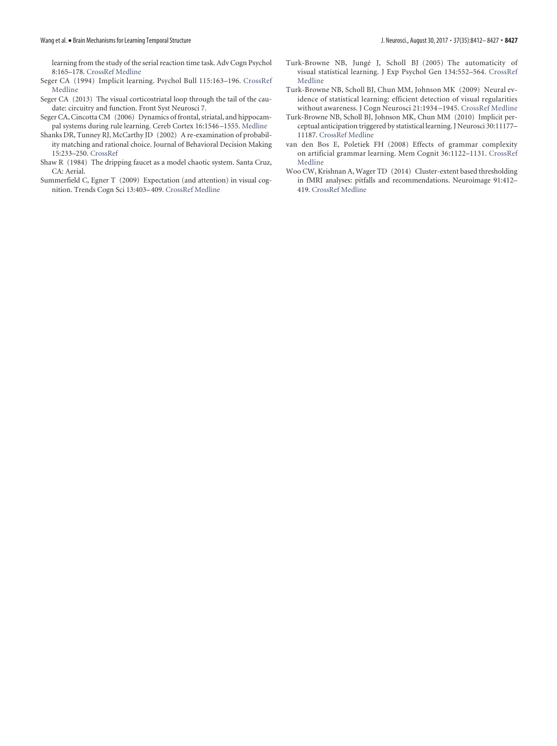learning from the study of the serial reaction time task. Adv Cogn Psychol 8:165–178. CrossRef Medline

Seger CA (1994) Implicit learning. Psychol Bull 115:163–196. CrossRef Medline

Seger CA (2013) The visual corticostriatal loop through the tail of the caudate: circuitry and function. Front Syst Neurosci 7.

Seger CA, Cincotta CM (2006) Dynamics of frontal, striatal, and hippocampal systems during rule learning. Cereb Cortex 16:1546–1555. Medline

Shanks DR, Tunney RJ, McCarthy JD (2002) A re-examination of probability matching and rational choice. Journal of Behavioral Decision Making 15:233–250. CrossRef

Shaw R (1984) The dripping faucet as a model chaotic system. Santa Cruz, CA: Aerial.

Summerfield C, Egner T (2009) Expectation (and attention) in visual cognition. Trends Cogn Sci 13:403–409. CrossRef Medline

Turk-Browne NB, Jungé J, Scholl BJ (2005) The automaticity of visual statistical learning. J Exp Psychol Gen 134:552–564. CrossRef Medline

Turk-Browne NB, Scholl BJ, Chun MM, Johnson MK (2009) Neural evidence of statistical learning: efficient detection of visual regularities without awareness. J Cogn Neurosci 21:1934–1945. CrossRef Medline

Turk-Browne NB, Scholl BJ, Johnson MK, Chun MM (2010) Implicit perceptual anticipation triggered by statistical learning. J Neurosci 30:11177–11187. CrossRef Medline

van den Bos E, Poletiek FH (2008) Effects of grammar complexity on artificial grammar learning. Mem Cognit 36:1122–1131. CrossRef Medline

Woo CW, Krishnan A, Wager TD (2014) Cluster-extent based thresholding in fMRI analyses: pitfalls and recommendations. Neuroimage 91:412–419. CrossRef Medline